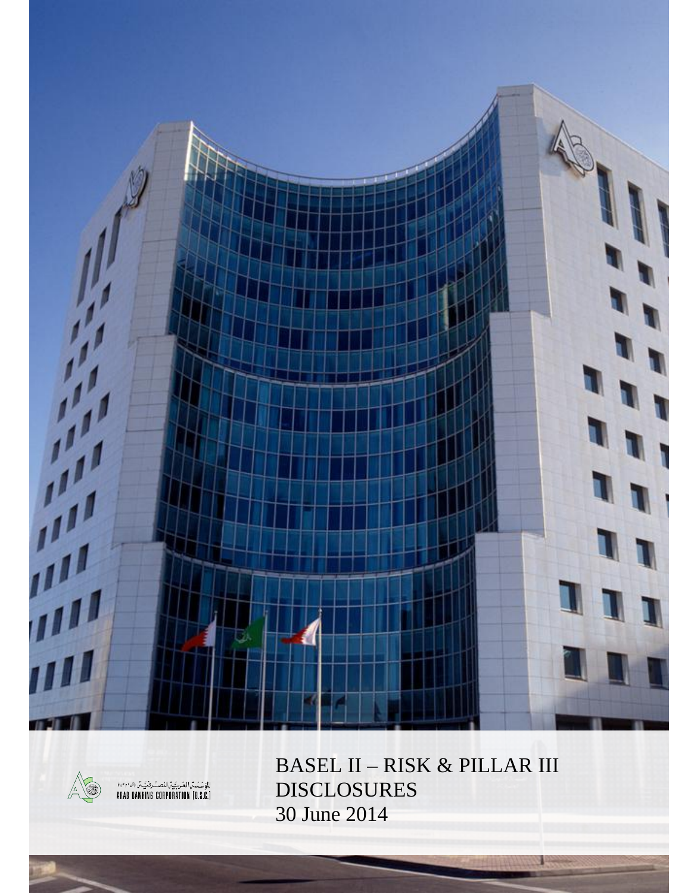المؤسسة العربية المصرفية (ش.م.ب)
ARAB BANKING CORPORATION (B.S.C.)

# BASEL II – RISK & PILLAR III DISCLOSURES

30 June 2014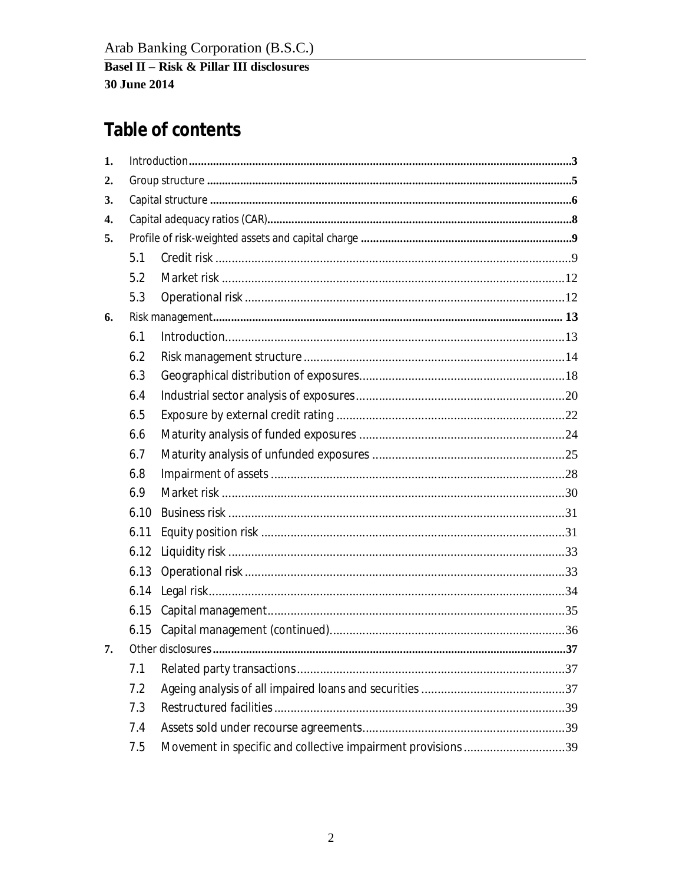# Table of contents

1. Introduction...3
2. Group structure...5
3. Capital structure...6
4. Capital adequacy ratios (CAR)...8
5. Profile of risk-weighted assets and capital charge...9
   - 5.1 Credit risk...9
   - 5.2 Market risk...12
   - 5.3 Operational risk...12
6. Risk management...13
   - 6.1 Introduction...13
   - 6.2 Risk management structure...14
   - 6.3 Geographical distribution of exposures...18
   - 6.4 Industrial sector analysis of exposures...20
   - 6.5 Exposure by external credit rating...22
   - 6.6 Maturity analysis of funded exposures...24
   - 6.7 Maturity analysis of unfunded exposures...25
   - 6.8 Impairment of assets...28
   - 6.9 Market risk...30
   - 6.10 Business risk...31
   - 6.11 Equity position risk...31
   - 6.12 Liquidity risk...33
   - 6.13 Operational risk...33
   - 6.14 Legal risk...34
   - 6.15 Capital management...35
   - 6.15 Capital management (continued)...36
7. Other disclosures...37
   - 7.1 Related party transactions...37
   - 7.2 Ageing analysis of all impaired loans and securities...37
   - 7.3 Restructured facilities...39
   - 7.4 Assets sold under recourse agreements...39
   - 7.5 Movement in specific and collective impairment provisions...39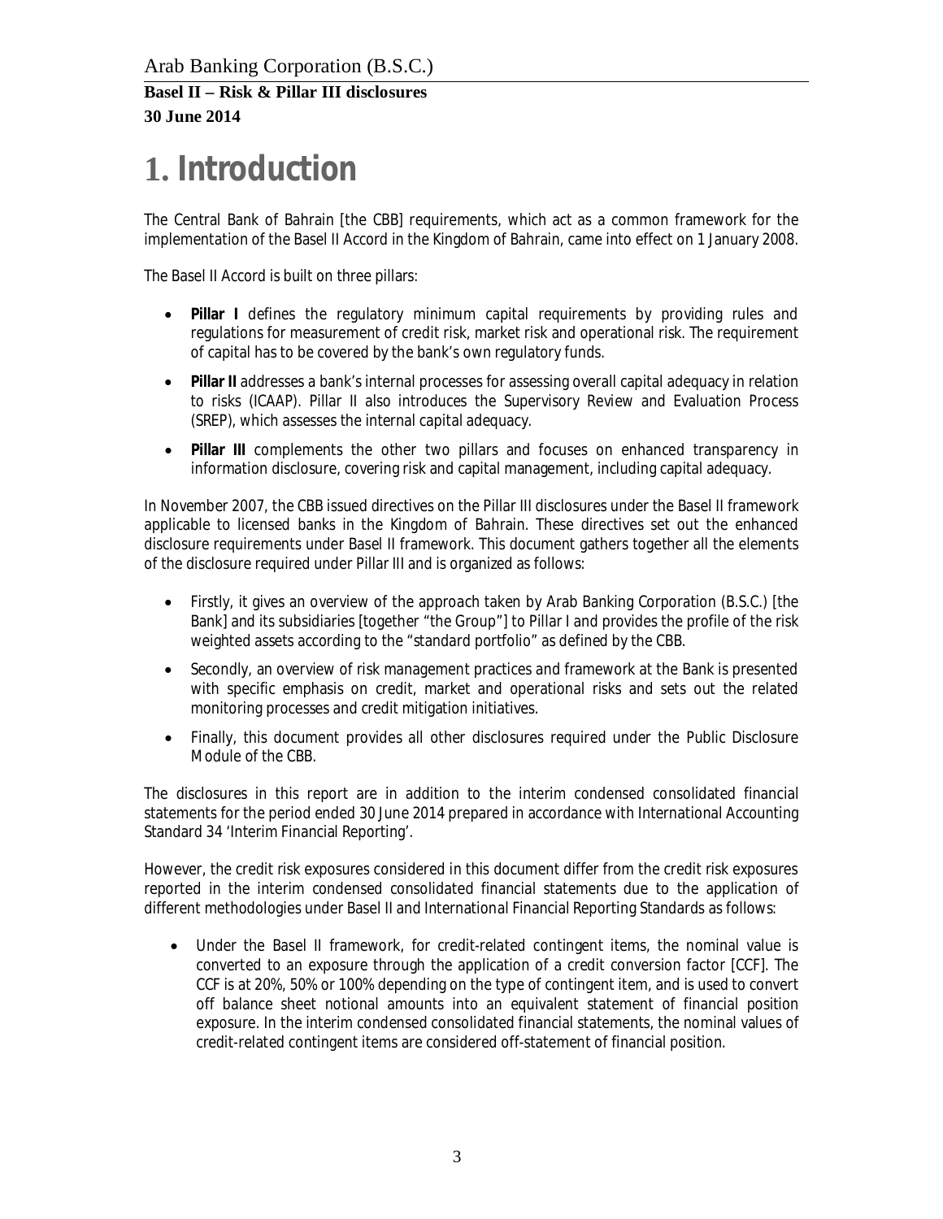# 1. Introduction

The Central Bank of Bahrain [the CBB] requirements, which act as a common framework for the implementation of the Basel II Accord in the Kingdom of Bahrain, came into effect on 1 January 2008.

The Basel II Accord is built on three pillars:

- **Pillar I** defines the regulatory minimum capital requirements by providing rules and regulations for measurement of credit risk, market risk and operational risk. The requirement of capital has to be covered by the bank's own regulatory funds.
- **Pillar II** addresses a bank's internal processes for assessing overall capital adequacy in relation to risks (ICAAP). Pillar II also introduces the Supervisory Review and Evaluation Process (SREP), which assesses the internal capital adequacy.
- **Pillar III** complements the other two pillars and focuses on enhanced transparency in information disclosure, covering risk and capital management, including capital adequacy.

In November 2007, the CBB issued directives on the Pillar III disclosures under the Basel II framework applicable to licensed banks in the Kingdom of Bahrain. These directives set out the enhanced disclosure requirements under Basel II framework. This document gathers together all the elements of the disclosure required under Pillar III and is organized as follows:

- Firstly, it gives an overview of the approach taken by Arab Banking Corporation (B.S.C.) [the Bank] and its subsidiaries [together "the Group"] to Pillar I and provides the profile of the risk weighted assets according to the "standard portfolio" as defined by the CBB.
- Secondly, an overview of risk management practices and framework at the Bank is presented with specific emphasis on credit, market and operational risks and sets out the related monitoring processes and credit mitigation initiatives.
- Finally, this document provides all other disclosures required under the Public Disclosure Module of the CBB.

The disclosures in this report are in addition to the interim condensed consolidated financial statements for the period ended 30 June 2014 prepared in accordance with International Accounting Standard 34 'Interim Financial Reporting'.

However, the credit risk exposures considered in this document differ from the credit risk exposures reported in the interim condensed consolidated financial statements due to the application of different methodologies under Basel II and International Financial Reporting Standards as follows:

- Under the Basel II framework, for credit-related contingent items, the nominal value is converted to an exposure through the application of a credit conversion factor [CCF]. The CCF is at 20%, 50% or 100% depending on the type of contingent item, and is used to convert off balance sheet notional amounts into an equivalent statement of financial position exposure. In the interim condensed consolidated financial statements, the nominal values of credit-related contingent items are considered off-statement of financial position.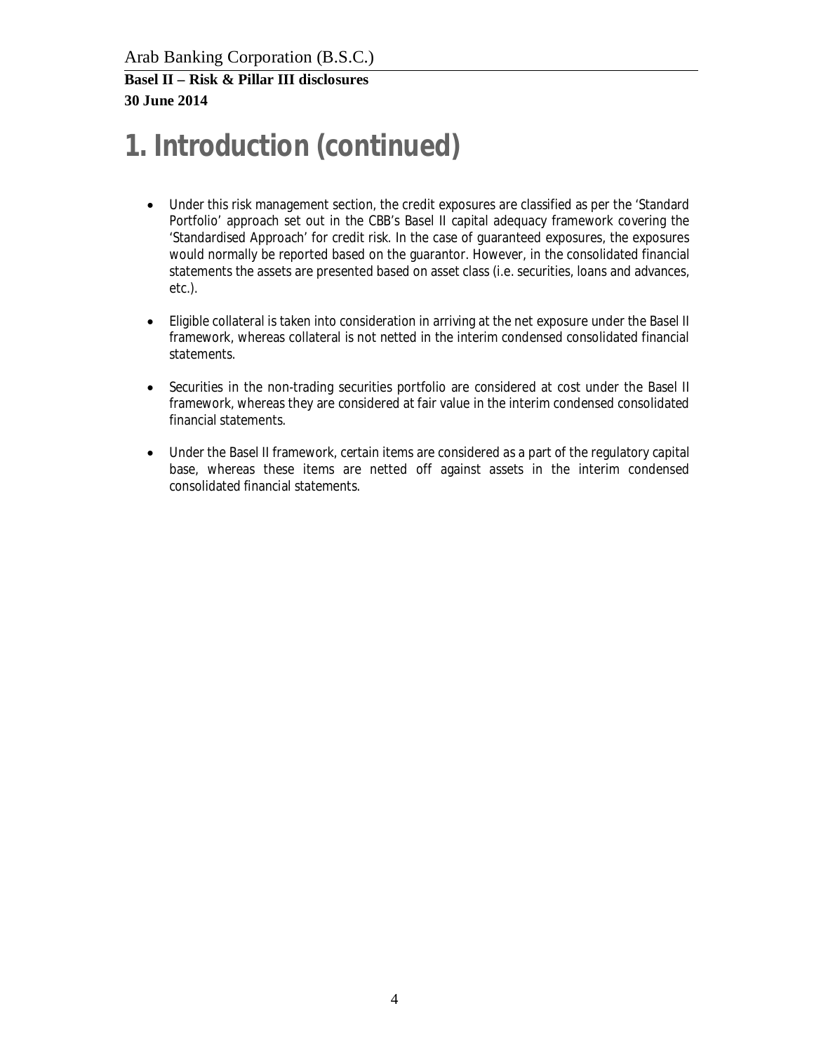# 1. Introduction (continued)

- Under this risk management section, the credit exposures are classified as per the 'Standard Portfolio' approach set out in the CBB's Basel II capital adequacy framework covering the 'Standardised Approach' for credit risk. In the case of guaranteed exposures, the exposures would normally be reported based on the guarantor. However, in the consolidated financial statements the assets are presented based on asset class (i.e. securities, loans and advances, etc.).

- Eligible collateral is taken into consideration in arriving at the net exposure under the Basel II framework, whereas collateral is not netted in the interim condensed consolidated financial statements.

- Securities in the non-trading securities portfolio are considered at cost under the Basel II framework, whereas they are considered at fair value in the interim condensed consolidated financial statements.

- Under the Basel II framework, certain items are considered as a part of the regulatory capital base, whereas these items are netted off against assets in the interim condensed consolidated financial statements.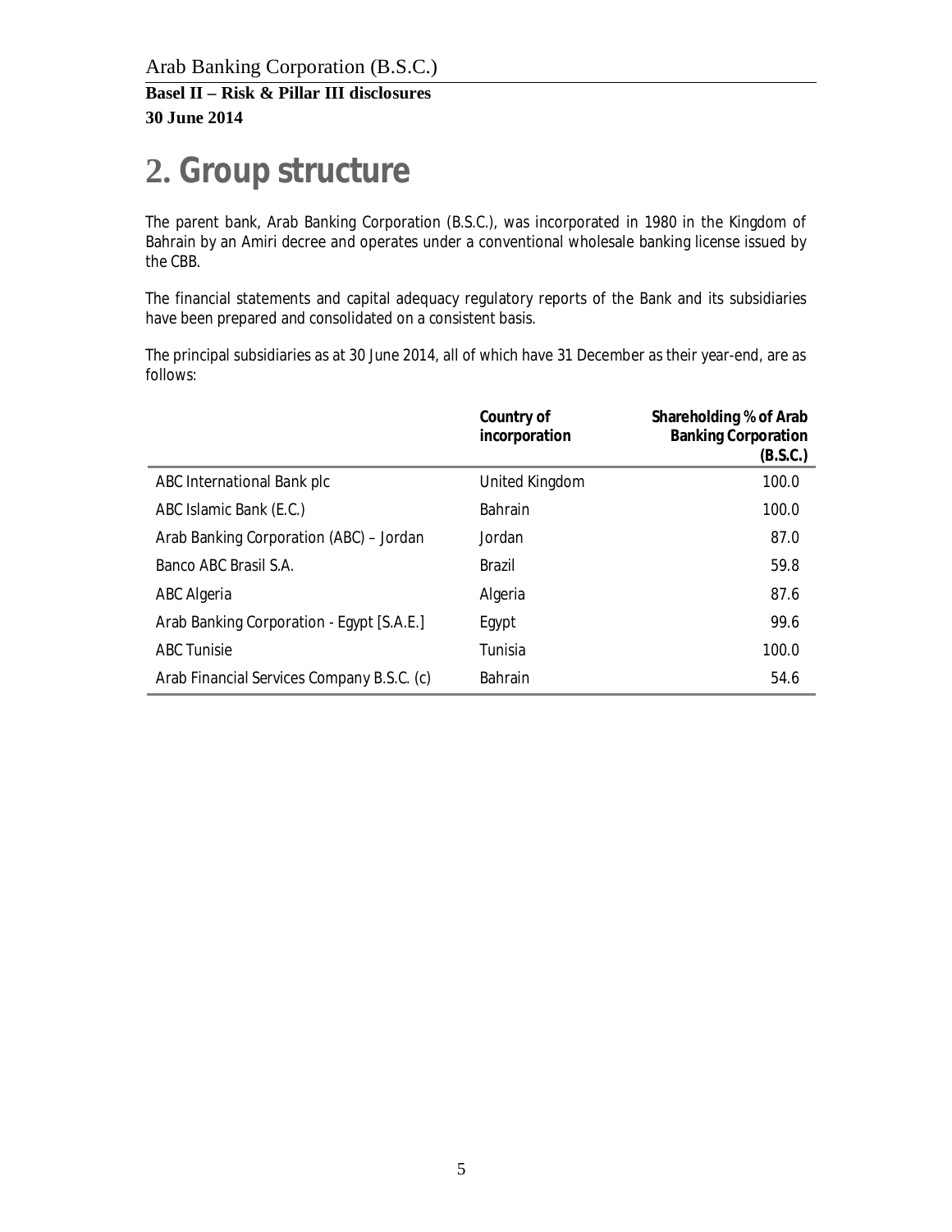# 2. Group structure

The parent bank, Arab Banking Corporation (B.S.C.), was incorporated in 1980 in the Kingdom of Bahrain by an Amiri decree and operates under a conventional wholesale banking license issued by the CBB.

The financial statements and capital adequacy regulatory reports of the Bank and its subsidiaries have been prepared and consolidated on a consistent basis.

The principal subsidiaries as at 30 June 2014, all of which have 31 December as their year-end, are as follows:

| | Country of incorporation | Shareholding % of Arab Banking Corporation (B.S.C.) |
|---|---|---|
| ABC International Bank plc | United Kingdom | 100.0 |
| ABC Islamic Bank (E.C.) | Bahrain | 100.0 |
| Arab Banking Corporation (ABC) – Jordan | Jordan | 87.0 |
| Banco ABC Brasil S.A. | Brazil | 59.8 |
| ABC Algeria | Algeria | 87.6 |
| Arab Banking Corporation - Egypt [S.A.E.] | Egypt | 99.6 |
| ABC Tunisie | Tunisia | 100.0 |
| Arab Financial Services Company B.S.C. (c) | Bahrain | 54.6 |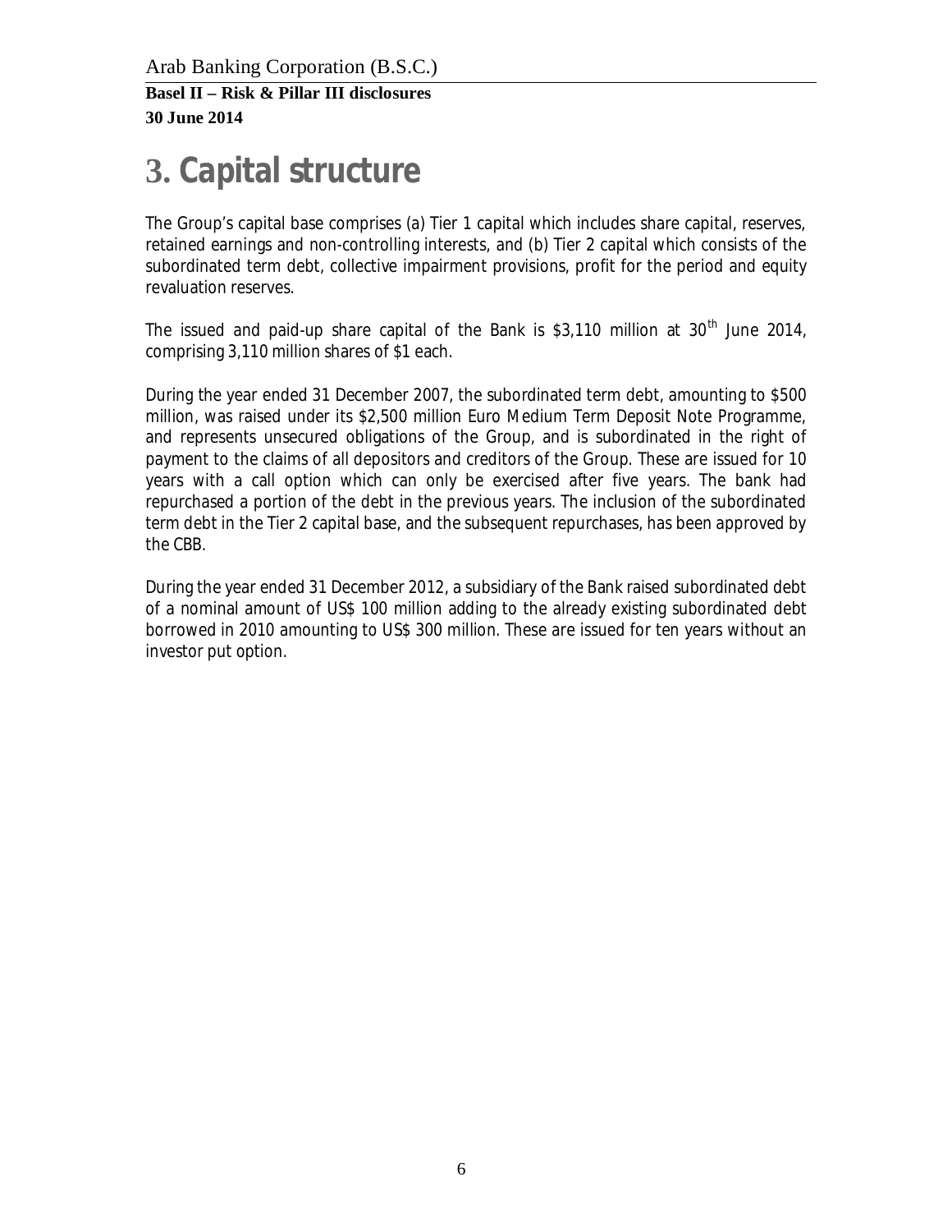# 3. Capital structure

The Group's capital base comprises (a) Tier 1 capital which includes share capital, reserves, retained earnings and non-controlling interests, and (b) Tier 2 capital which consists of the subordinated term debt, collective impairment provisions, profit for the period and equity revaluation reserves.

The issued and paid-up share capital of the Bank is $3,110 million at 30th June 2014, comprising 3,110 million shares of $1 each.

During the year ended 31 December 2007, the subordinated term debt, amounting to $500 million, was raised under its $2,500 million Euro Medium Term Deposit Note Programme, and represents unsecured obligations of the Group, and is subordinated in the right of payment to the claims of all depositors and creditors of the Group. These are issued for 10 years with a call option which can only be exercised after five years. The bank had repurchased a portion of the debt in the previous years. The inclusion of the subordinated term debt in the Tier 2 capital base, and the subsequent repurchases, has been approved by the CBB.

During the year ended 31 December 2012, a subsidiary of the Bank raised subordinated debt of a nominal amount of US$ 100 million adding to the already existing subordinated debt borrowed in 2010 amounting to US$ 300 million. These are issued for ten years without an investor put option.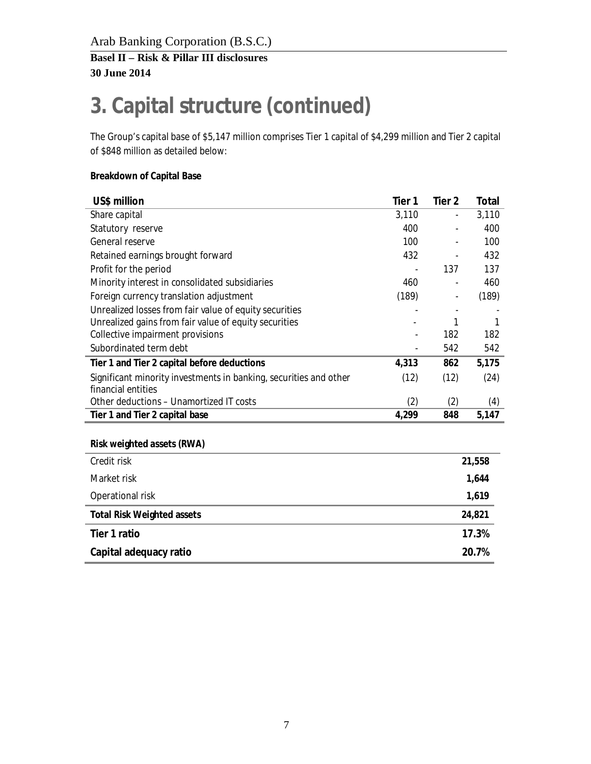# 3. Capital structure (continued)

The Group's capital base of $5,147 million comprises Tier 1 capital of $4,299 million and Tier 2 capital of $848 million as detailed below:

**Breakdown of Capital Base**

| US$ million | Tier 1 | Tier 2 | Total |
|---|---|---|---|
| Share capital | 3,110 | - | 3,110 |
| Statutory reserve | 400 | - | 400 |
| General reserve | 100 | - | 100 |
| Retained earnings brought forward | 432 | - | 432 |
| Profit for the period | - | 137 | 137 |
| Minority interest in consolidated subsidiaries | 460 | - | 460 |
| Foreign currency translation adjustment | (189) | - | (189) |
| Unrealized losses from fair value of equity securities | - | - | - |
| Unrealized gains from fair value of equity securities | - | 1 | 1 |
| Collective impairment provisions | - | 182 | 182 |
| Subordinated term debt | - | 542 | 542 |
| **Tier 1 and Tier 2 capital before deductions** | **4,313** | **862** | **5,175** |
| Significant minority investments in banking, securities and other financial entities | (12) | (12) | (24) |
| Other deductions – Unamortized IT costs | (2) | (2) | (4) |
| **Tier 1 and Tier 2 capital base** | **4,299** | **848** | **5,147** |

**Risk weighted assets (RWA)**

| | |
|---|---|
| Credit risk | **21,558** |
| Market risk | **1,644** |
| Operational risk | **1,619** |
| **Total Risk Weighted assets** | **24,821** |
| **Tier 1 ratio** | **17.3%** |
| **Capital adequacy ratio** | **20.7%** |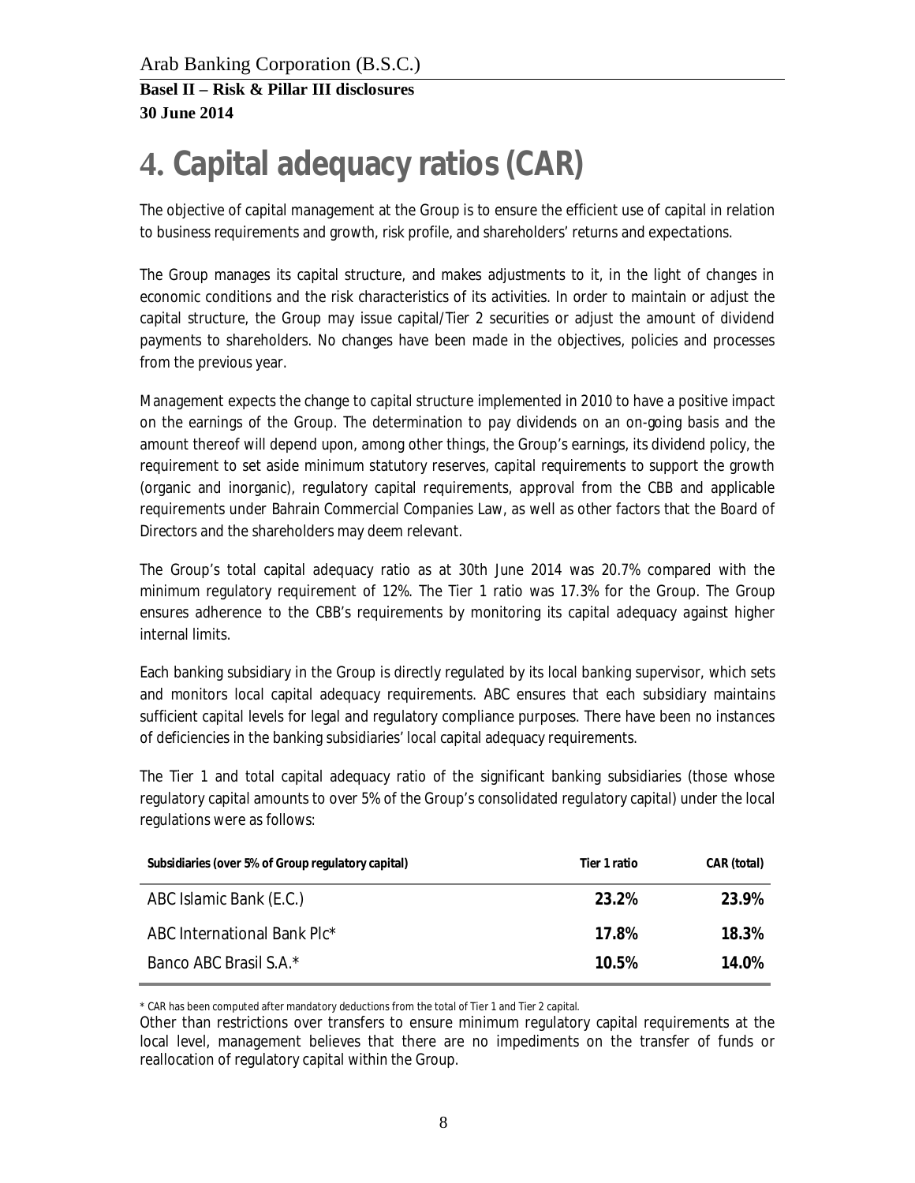# 4. Capital adequacy ratios (CAR)

The objective of capital management at the Group is to ensure the efficient use of capital in relation to business requirements and growth, risk profile, and shareholders' returns and expectations.

The Group manages its capital structure, and makes adjustments to it, in the light of changes in economic conditions and the risk characteristics of its activities. In order to maintain or adjust the capital structure, the Group may issue capital/Tier 2 securities or adjust the amount of dividend payments to shareholders. No changes have been made in the objectives, policies and processes from the previous year.

Management expects the change to capital structure implemented in 2010 to have a positive impact on the earnings of the Group. The determination to pay dividends on an on-going basis and the amount thereof will depend upon, among other things, the Group's earnings, its dividend policy, the requirement to set aside minimum statutory reserves, capital requirements to support the growth (organic and inorganic), regulatory capital requirements, approval from the CBB and applicable requirements under Bahrain Commercial Companies Law, as well as other factors that the Board of Directors and the shareholders may deem relevant.

The Group's total capital adequacy ratio as at 30th June 2014 was 20.7% compared with the minimum regulatory requirement of 12%. The Tier 1 ratio was 17.3% for the Group. The Group ensures adherence to the CBB's requirements by monitoring its capital adequacy against higher internal limits.

Each banking subsidiary in the Group is directly regulated by its local banking supervisor, which sets and monitors local capital adequacy requirements. ABC ensures that each subsidiary maintains sufficient capital levels for legal and regulatory compliance purposes. There have been no instances of deficiencies in the banking subsidiaries' local capital adequacy requirements.

The Tier 1 and total capital adequacy ratio of the significant banking subsidiaries (those whose regulatory capital amounts to over 5% of the Group's consolidated regulatory capital) under the local regulations were as follows:

| Subsidiaries (over 5% of Group regulatory capital) | Tier 1 ratio | CAR (total) |
|---|---|---|
| ABC Islamic Bank (E.C.) | **23.2%** | **23.9%** |
| ABC International Bank Plc* | **17.8%** | **18.3%** |
| Banco ABC Brasil S.A.* | **10.5%** | **14.0%** |

\* CAR has been computed after mandatory deductions from the total of Tier 1 and Tier 2 capital.

Other than restrictions over transfers to ensure minimum regulatory capital requirements at the local level, management believes that there are no impediments on the transfer of funds or reallocation of regulatory capital within the Group.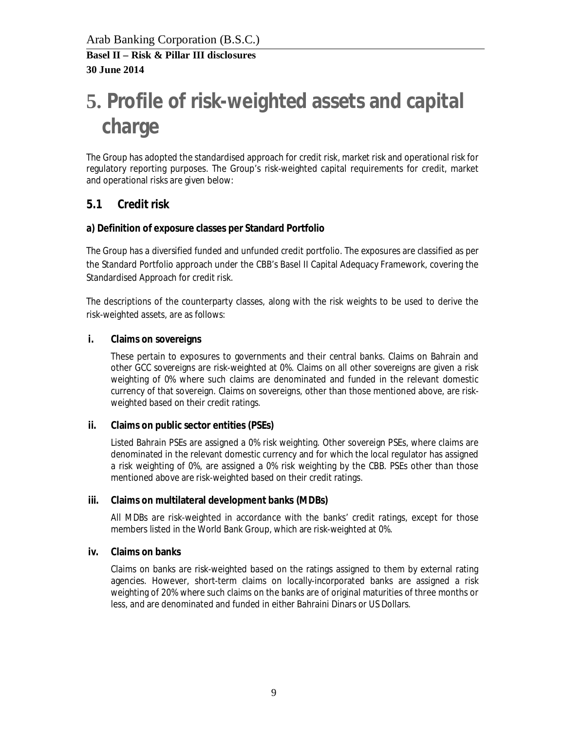# 5. Profile of risk-weighted assets and capital charge

The Group has adopted the standardised approach for credit risk, market risk and operational risk for regulatory reporting purposes. The Group's risk-weighted capital requirements for credit, market and operational risks are given below:

## 5.1 Credit risk

**a) Definition of exposure classes per Standard Portfolio**

The Group has a diversified funded and unfunded credit portfolio. The exposures are classified as per the Standard Portfolio approach under the CBB's Basel II Capital Adequacy Framework, covering the Standardised Approach for credit risk.

The descriptions of the counterparty classes, along with the risk weights to be used to derive the risk-weighted assets, are as follows:

**i. Claims on sovereigns**

These pertain to exposures to governments and their central banks. Claims on Bahrain and other GCC sovereigns are risk-weighted at 0%. Claims on all other sovereigns are given a risk weighting of 0% where such claims are denominated and funded in the relevant domestic currency of that sovereign. Claims on sovereigns, other than those mentioned above, are risk-weighted based on their credit ratings.

**ii. Claims on public sector entities (PSEs)**

Listed Bahrain PSEs are assigned a 0% risk weighting. Other sovereign PSEs, where claims are denominated in the relevant domestic currency and for which the local regulator has assigned a risk weighting of 0%, are assigned a 0% risk weighting by the CBB. PSEs other than those mentioned above are risk-weighted based on their credit ratings.

**iii. Claims on multilateral development banks (MDBs)**

All MDBs are risk-weighted in accordance with the banks' credit ratings, except for those members listed in the World Bank Group, which are risk-weighted at 0%.

**iv. Claims on banks**

Claims on banks are risk-weighted based on the ratings assigned to them by external rating agencies. However, short-term claims on locally-incorporated banks are assigned a risk weighting of 20% where such claims on the banks are of original maturities of three months or less, and are denominated and funded in either Bahraini Dinars or US Dollars.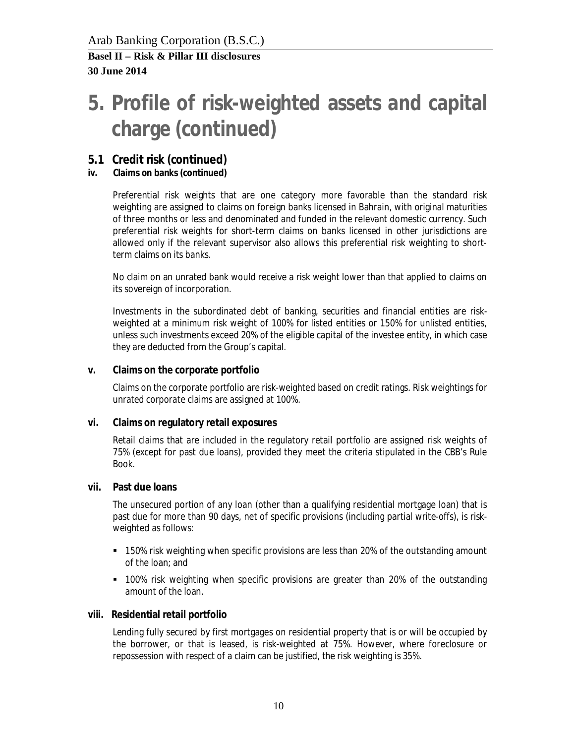# 5. Profile of risk-weighted assets and capital charge (continued)

## 5.1 Credit risk (continued)

### iv. Claims on banks (continued)

Preferential risk weights that are one category more favorable than the standard risk weighting are assigned to claims on foreign banks licensed in Bahrain, with original maturities of three months or less and denominated and funded in the relevant domestic currency. Such preferential risk weights for short-term claims on banks licensed in other jurisdictions are allowed only if the relevant supervisor also allows this preferential risk weighting to short-term claims on its banks.

No claim on an unrated bank would receive a risk weight lower than that applied to claims on its sovereign of incorporation.

Investments in the subordinated debt of banking, securities and financial entities are risk-weighted at a minimum risk weight of 100% for listed entities or 150% for unlisted entities, unless such investments exceed 20% of the eligible capital of the investee entity, in which case they are deducted from the Group's capital.

### v. Claims on the corporate portfolio

Claims on the corporate portfolio are risk-weighted based on credit ratings. Risk weightings for unrated corporate claims are assigned at 100%.

### vi. Claims on regulatory retail exposures

Retail claims that are included in the regulatory retail portfolio are assigned risk weights of 75% (except for past due loans), provided they meet the criteria stipulated in the CBB's Rule Book.

### vii. Past due loans

The unsecured portion of any loan (other than a qualifying residential mortgage loan) that is past due for more than 90 days, net of specific provisions (including partial write-offs), is risk-weighted as follows:

- 150% risk weighting when specific provisions are less than 20% of the outstanding amount of the loan; and
- 100% risk weighting when specific provisions are greater than 20% of the outstanding amount of the loan.

### viii. Residential retail portfolio

Lending fully secured by first mortgages on residential property that is or will be occupied by the borrower, or that is leased, is risk-weighted at 75%. However, where foreclosure or repossession with respect of a claim can be justified, the risk weighting is 35%.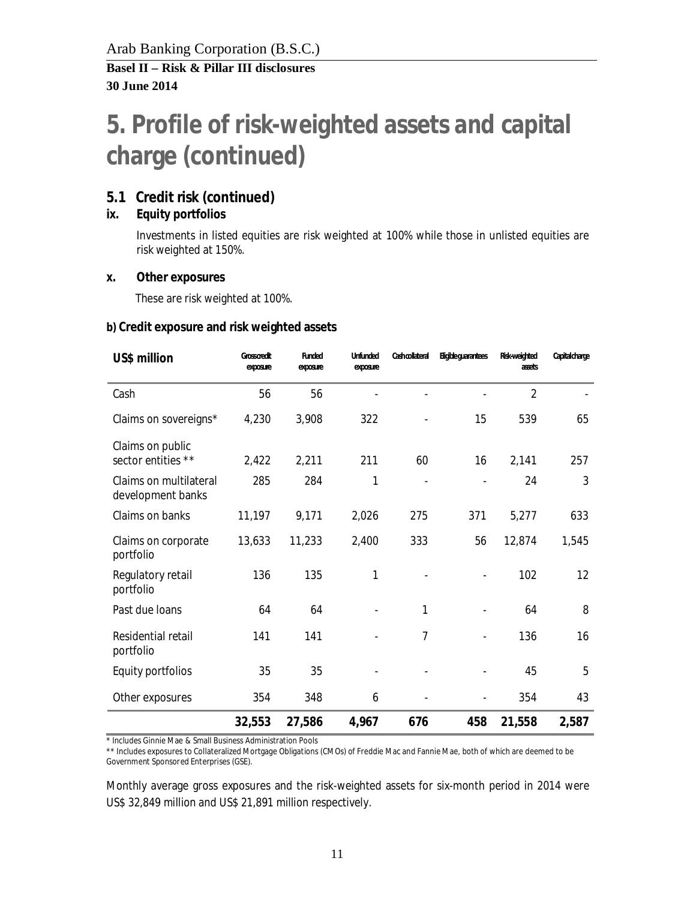# 5. Profile of risk-weighted assets and capital charge (continued)

## 5.1 Credit risk (continued)

### ix. Equity portfolios

Investments in listed equities are risk weighted at 100% while those in unlisted equities are risk weighted at 150%.

### x. Other exposures

These are risk weighted at 100%.

### b) Credit exposure and risk weighted assets

| US$ million | Gross credit exposure | Funded exposure | Unfunded exposure | Cash collateral | Eligible guarantees | Risk-weighted assets | Capital charge |
|---|---|---|---|---|---|---|---|
| Cash | 56 | 56 | - | - | - | 2 | - |
| Claims on sovereigns* | 4,230 | 3,908 | 322 | - | 15 | 539 | 65 |
| Claims on public sector entities ** | 2,422 | 2,211 | 211 | 60 | 16 | 2,141 | 257 |
| Claims on multilateral development banks | 285 | 284 | 1 | - | - | 24 | 3 |
| Claims on banks | 11,197 | 9,171 | 2,026 | 275 | 371 | 5,277 | 633 |
| Claims on corporate portfolio | 13,633 | 11,233 | 2,400 | 333 | 56 | 12,874 | 1,545 |
| Regulatory retail portfolio | 136 | 135 | 1 | - | - | 102 | 12 |
| Past due loans | 64 | 64 | - | 1 | - | 64 | 8 |
| Residential retail portfolio | 141 | 141 | - | 7 | - | 136 | 16 |
| Equity portfolios | 35 | 35 | - | - | - | 45 | 5 |
| Other exposures | 354 | 348 | 6 | - | - | 354 | 43 |
| | **32,553** | **27,586** | **4,967** | **676** | **458** | **21,558** | **2,587** |

* Includes Ginnie Mae & Small Business Administration Pools

** Includes exposures to Collateralized Mortgage Obligations (CMOs) of Freddie Mac and Fannie Mae, both of which are deemed to be Government Sponsored Enterprises (GSE).

Monthly average gross exposures and the risk-weighted assets for six-month period in 2014 were US$ 32,849 million and US$ 21,891 million respectively.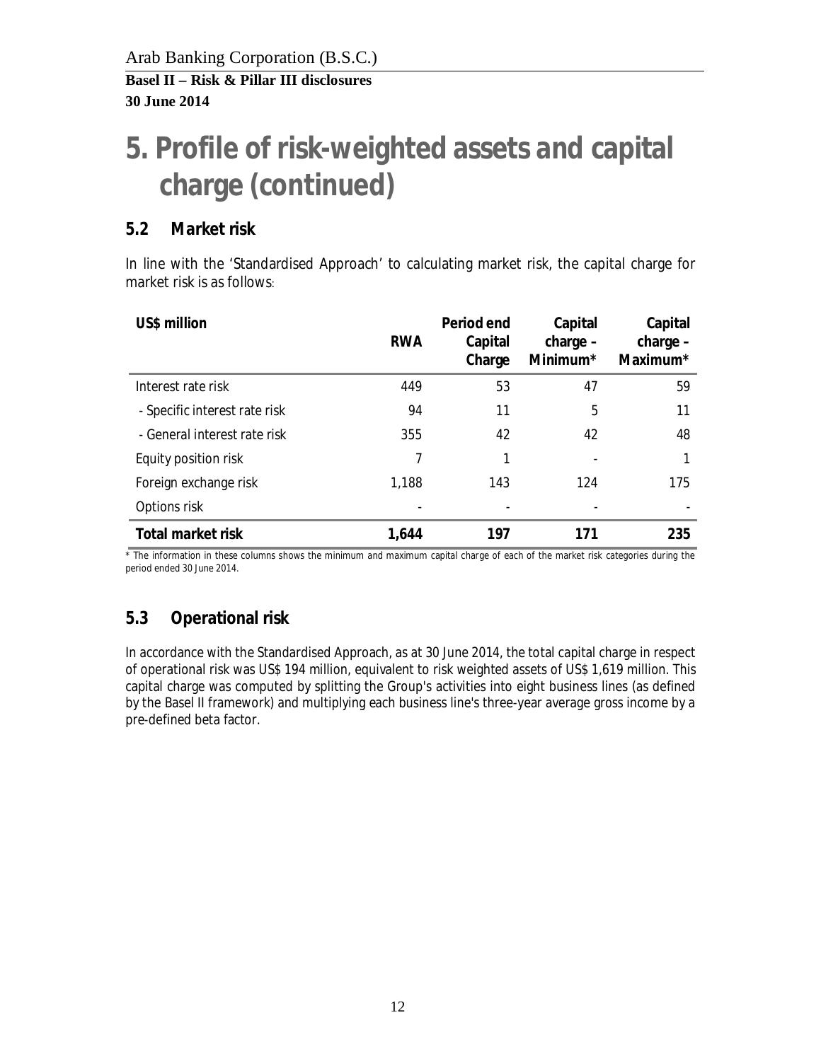# 5. Profile of risk-weighted assets and capital charge (continued)

## 5.2 Market risk

In line with the 'Standardised Approach' to calculating market risk, the capital charge for market risk is as follows:

| US$ million | RWA | Period end Capital Charge | Capital charge – Minimum* | Capital charge – Maximum* |
|---|---|---|---|---|
| Interest rate risk | 449 | 53 | 47 | 59 |
| - Specific interest rate risk | 94 | 11 | 5 | 11 |
| - General interest rate risk | 355 | 42 | 42 | 48 |
| Equity position risk | 7 | 1 | - | 1 |
| Foreign exchange risk | 1,188 | 143 | 124 | 175 |
| Options risk | - | - | - | - |
| **Total market risk** | **1,644** | **197** | **171** | **235** |

* The information in these columns shows the minimum and maximum capital charge of each of the market risk categories during the period ended 30 June 2014.

## 5.3 Operational risk

In accordance with the Standardised Approach, as at 30 June 2014, the total capital charge in respect of operational risk was US$ 194 million, equivalent to risk weighted assets of US$ 1,619 million. This capital charge was computed by splitting the Group's activities into eight business lines (as defined by the Basel II framework) and multiplying each business line's three-year average gross income by a pre-defined beta factor.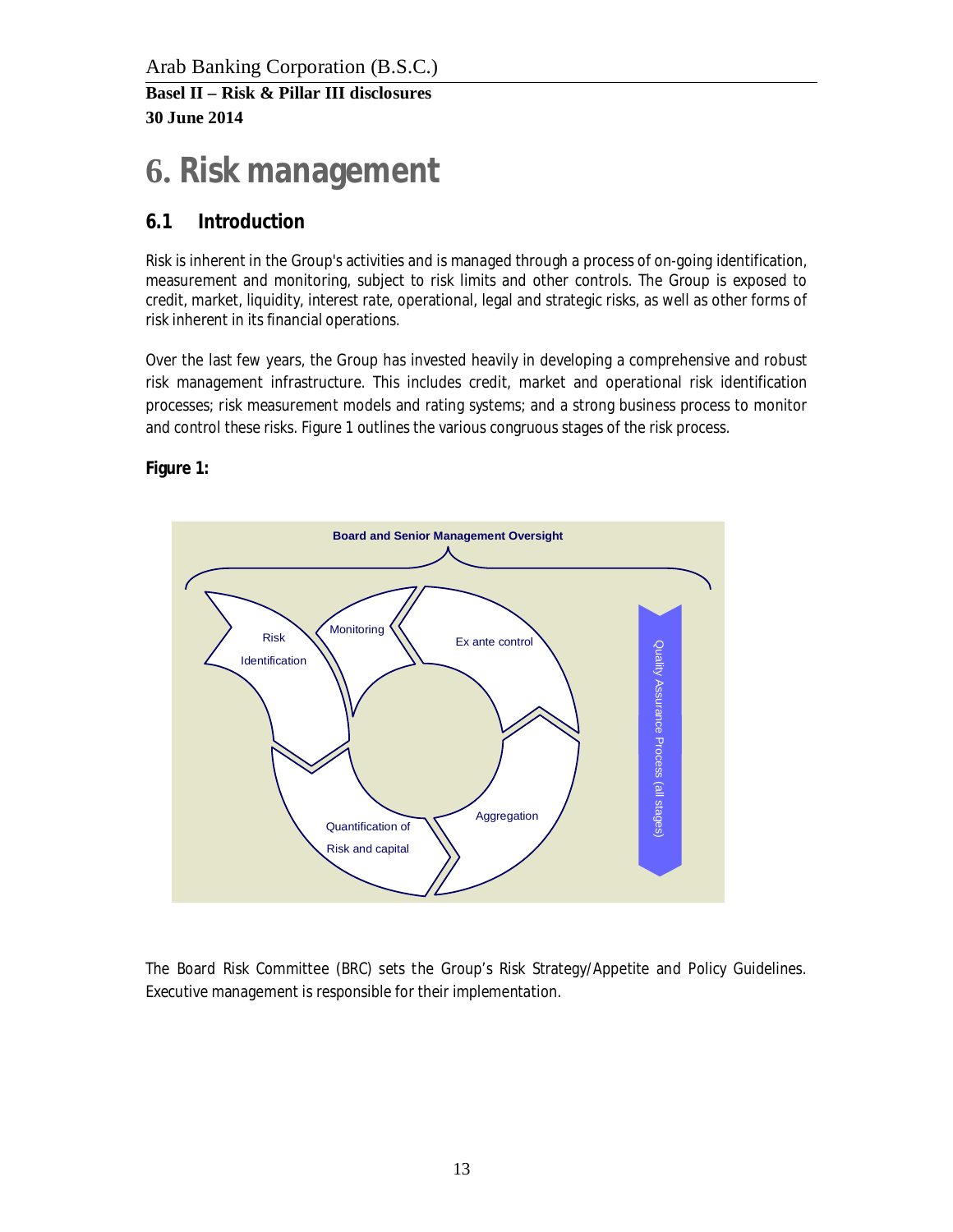# 6. Risk management

## 6.1 Introduction

Risk is inherent in the Group's activities and is managed through a process of on-going identification, measurement and monitoring, subject to risk limits and other controls. The Group is exposed to credit, market, liquidity, interest rate, operational, legal and strategic risks, as well as other forms of risk inherent in its financial operations.

Over the last few years, the Group has invested heavily in developing a comprehensive and robust risk management infrastructure. This includes credit, market and operational risk identification processes; risk measurement models and rating systems; and a strong business process to monitor and control these risks. Figure 1 outlines the various congruous stages of the risk process.

**Figure 1:**

Board and Senior Management Oversight

Risk Identification

Monitoring

Ex ante control

Aggregation

Quantification of Risk and capital

Quality Assurance Process (all stages)

The Board Risk Committee (BRC) sets the Group's Risk Strategy/Appetite and Policy Guidelines. Executive management is responsible for their implementation.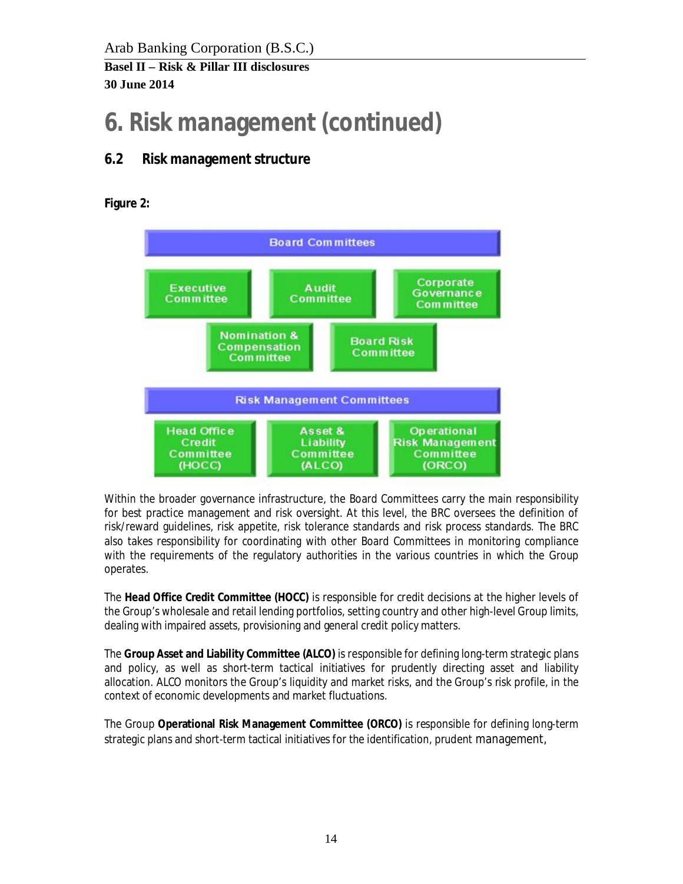# 6. Risk management (continued)

## 6.2 Risk management structure

**Figure 2:**

Board Committees

Executive Committee

Audit Committee

Corporate Governance Committee

Nomination & Compensation Committee

Board Risk Committee

Risk Management Committees

Head Office Credit Committee (HOCC)

Asset & Liability Committee (ALCO)

Operational Risk Management Committee (ORCO)

Within the broader governance infrastructure, the Board Committees carry the main responsibility for best practice management and risk oversight. At this level, the BRC oversees the definition of risk/reward guidelines, risk appetite, risk tolerance standards and risk process standards. The BRC also takes responsibility for coordinating with other Board Committees in monitoring compliance with the requirements of the regulatory authorities in the various countries in which the Group operates.

The **Head Office Credit Committee (HOCC)** is responsible for credit decisions at the higher levels of the Group's wholesale and retail lending portfolios, setting country and other high-level Group limits, dealing with impaired assets, provisioning and general credit policy matters.

The **Group Asset and Liability Committee (ALCO)** is responsible for defining long-term strategic plans and policy, as well as short-term tactical initiatives for prudently directing asset and liability allocation. ALCO monitors the Group's liquidity and market risks, and the Group's risk profile, in the context of economic developments and market fluctuations.

The Group **Operational Risk Management Committee (ORCO)** is responsible for defining long-term strategic plans and short-term tactical initiatives for the identification, prudent management,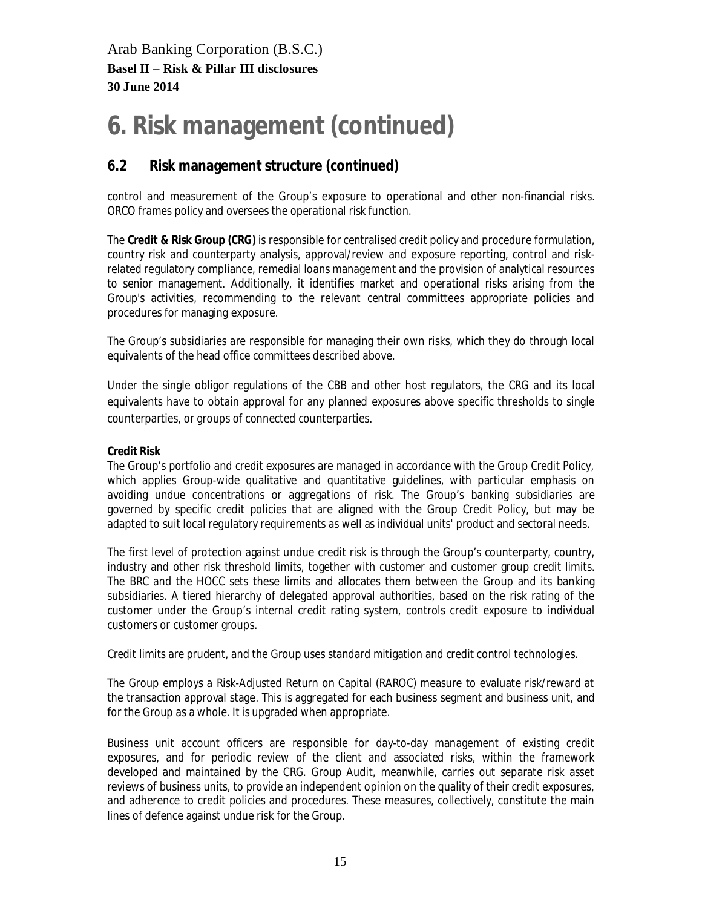# 6. Risk management (continued)

## 6.2 Risk management structure (continued)

control and measurement of the Group's exposure to operational and other non-financial risks. ORCO frames policy and oversees the operational risk function.

The **Credit & Risk Group (CRG)** is responsible for centralised credit policy and procedure formulation, country risk and counterparty analysis, approval/review and exposure reporting, control and risk-related regulatory compliance, remedial loans management and the provision of analytical resources to senior management. Additionally, it identifies market and operational risks arising from the Group's activities, recommending to the relevant central committees appropriate policies and procedures for managing exposure.

The Group's subsidiaries are responsible for managing their own risks, which they do through local equivalents of the head office committees described above.

Under the single obligor regulations of the CBB and other host regulators, the CRG and its local equivalents have to obtain approval for any planned exposures above specific thresholds to single counterparties, or groups of connected counterparties.

**Credit Risk**

The Group's portfolio and credit exposures are managed in accordance with the Group Credit Policy, which applies Group-wide qualitative and quantitative guidelines, with particular emphasis on avoiding undue concentrations or aggregations of risk. The Group's banking subsidiaries are governed by specific credit policies that are aligned with the Group Credit Policy, but may be adapted to suit local regulatory requirements as well as individual units' product and sectoral needs.

The first level of protection against undue credit risk is through the Group's counterparty, country, industry and other risk threshold limits, together with customer and customer group credit limits. The BRC and the HOCC sets these limits and allocates them between the Group and its banking subsidiaries. A tiered hierarchy of delegated approval authorities, based on the risk rating of the customer under the Group's internal credit rating system, controls credit exposure to individual customers or customer groups.

Credit limits are prudent, and the Group uses standard mitigation and credit control technologies.

The Group employs a Risk-Adjusted Return on Capital (RAROC) measure to evaluate risk/reward at the transaction approval stage. This is aggregated for each business segment and business unit, and for the Group as a whole. It is upgraded when appropriate.

Business unit account officers are responsible for day-to-day management of existing credit exposures, and for periodic review of the client and associated risks, within the framework developed and maintained by the CRG. Group Audit, meanwhile, carries out separate risk asset reviews of business units, to provide an independent opinion on the quality of their credit exposures, and adherence to credit policies and procedures. These measures, collectively, constitute the main lines of defence against undue risk for the Group.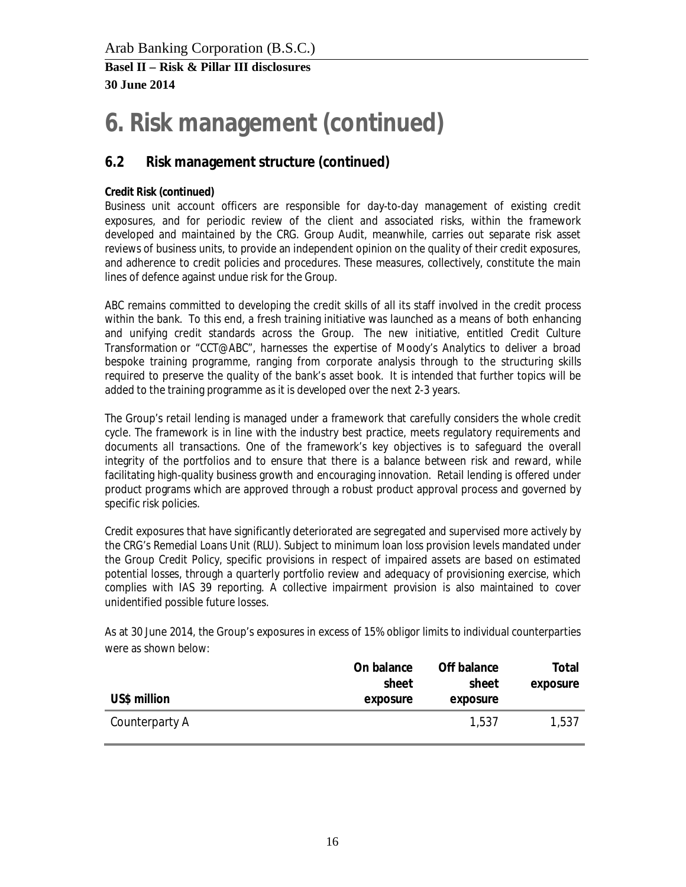# 6. Risk management (continued)

## 6.2 Risk management structure (continued)

**Credit Risk (continued)**

Business unit account officers are responsible for day-to-day management of existing credit exposures, and for periodic review of the client and associated risks, within the framework developed and maintained by the CRG. Group Audit, meanwhile, carries out separate risk asset reviews of business units, to provide an independent opinion on the quality of their credit exposures, and adherence to credit policies and procedures. These measures, collectively, constitute the main lines of defence against undue risk for the Group.

ABC remains committed to developing the credit skills of all its staff involved in the credit process within the bank. To this end, a fresh training initiative was launched as a means of both enhancing and unifying credit standards across the Group. The new initiative, entitled Credit Culture Transformation or "CCT@ABC", harnesses the expertise of Moody's Analytics to deliver a broad bespoke training programme, ranging from corporate analysis through to the structuring skills required to preserve the quality of the bank's asset book. It is intended that further topics will be added to the training programme as it is developed over the next 2-3 years.

The Group's retail lending is managed under a framework that carefully considers the whole credit cycle. The framework is in line with the industry best practice, meets regulatory requirements and documents all transactions. One of the framework's key objectives is to safeguard the overall integrity of the portfolios and to ensure that there is a balance between risk and reward, while facilitating high-quality business growth and encouraging innovation. Retail lending is offered under product programs which are approved through a robust product approval process and governed by specific risk policies.

Credit exposures that have significantly deteriorated are segregated and supervised more actively by the CRG's Remedial Loans Unit (RLU). Subject to minimum loan loss provision levels mandated under the Group Credit Policy, specific provisions in respect of impaired assets are based on estimated potential losses, through a quarterly portfolio review and adequacy of provisioning exercise, which complies with IAS 39 reporting. A collective impairment provision is also maintained to cover unidentified possible future losses.

As at 30 June 2014, the Group's exposures in excess of 15% obligor limits to individual counterparties were as shown below:

| US$ million | On balance sheet exposure | Off balance sheet exposure | Total exposure |
|---|---|---|---|
| Counterparty A | | 1,537 | 1,537 |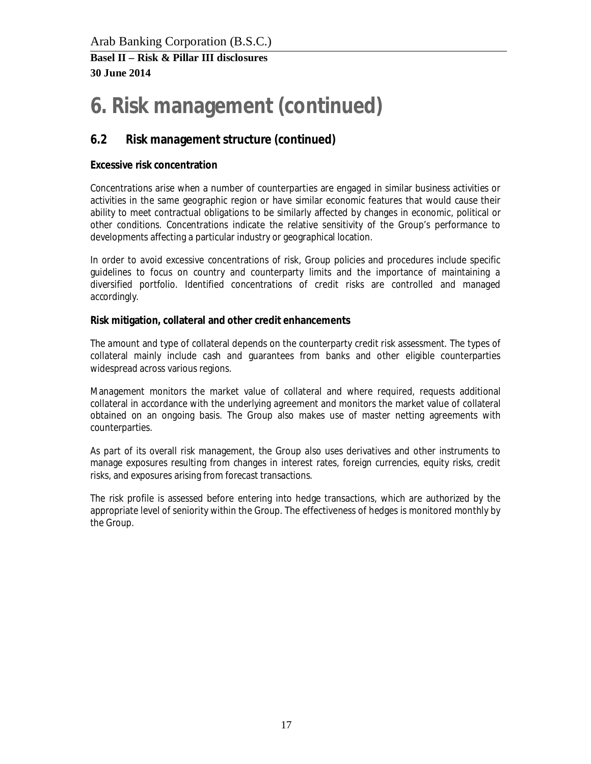# 6. Risk management (continued)

## 6.2 Risk management structure (continued)

**Excessive risk concentration**

Concentrations arise when a number of counterparties are engaged in similar business activities or activities in the same geographic region or have similar economic features that would cause their ability to meet contractual obligations to be similarly affected by changes in economic, political or other conditions. Concentrations indicate the relative sensitivity of the Group's performance to developments affecting a particular industry or geographical location.

In order to avoid excessive concentrations of risk, Group policies and procedures include specific guidelines to focus on country and counterparty limits and the importance of maintaining a diversified portfolio. Identified concentrations of credit risks are controlled and managed accordingly.

**Risk mitigation, collateral and other credit enhancements**

The amount and type of collateral depends on the counterparty credit risk assessment. The types of collateral mainly include cash and guarantees from banks and other eligible counterparties widespread across various regions.

Management monitors the market value of collateral and where required, requests additional collateral in accordance with the underlying agreement and monitors the market value of collateral obtained on an ongoing basis. The Group also makes use of master netting agreements with counterparties.

As part of its overall risk management, the Group also uses derivatives and other instruments to manage exposures resulting from changes in interest rates, foreign currencies, equity risks, credit risks, and exposures arising from forecast transactions.

The risk profile is assessed before entering into hedge transactions, which are authorized by the appropriate level of seniority within the Group. The effectiveness of hedges is monitored monthly by the Group.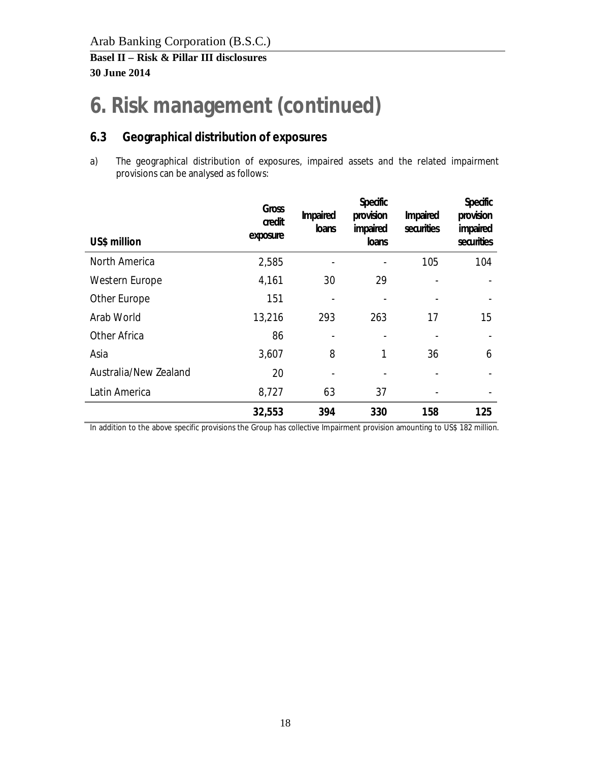# 6. Risk management (continued)

## 6.3 Geographical distribution of exposures

a) The geographical distribution of exposures, impaired assets and the related impairment provisions can be analysed as follows:

| US$ million | Gross credit exposure | Impaired loans | Specific provision impaired loans | Impaired securities | Specific provision impaired securities |
|---|---|---|---|---|---|
| North America | 2,585 | - | - | 105 | 104 |
| Western Europe | 4,161 | 30 | 29 | - | - |
| Other Europe | 151 | - | - | - | - |
| Arab World | 13,216 | 293 | 263 | 17 | 15 |
| Other Africa | 86 | - | - | - | - |
| Asia | 3,607 | 8 | 1 | 36 | 6 |
| Australia/New Zealand | 20 | - | - | - | - |
| Latin America | 8,727 | 63 | 37 | - | - |
| | **32,553** | **394** | **330** | **158** | **125** |

In addition to the above specific provisions the Group has collective Impairment provision amounting to US$ 182 million.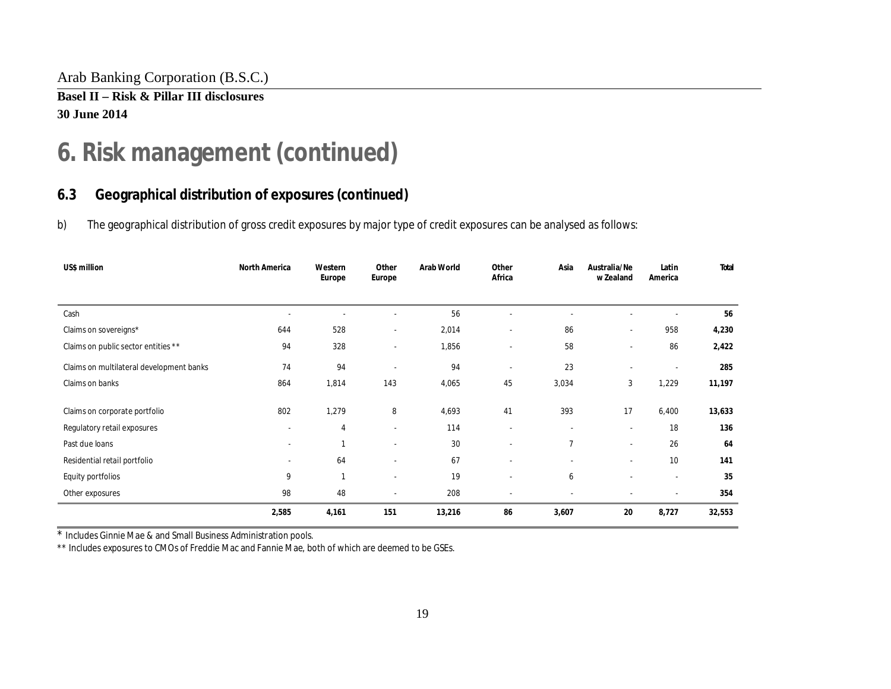Arab Banking Corporation (B.S.C.)

**Basel II – Risk & Pillar III disclosures**
**30 June 2014**

# 6. Risk management (continued)

## 6.3 Geographical distribution of exposures (continued)

b) The geographical distribution of gross credit exposures by major type of credit exposures can be analysed as follows:

| US$ million | North America | Western Europe | Other Europe | Arab World | Other Africa | Asia | Australia/New Zealand | Latin America | Total |
|---|---|---|---|---|---|---|---|---|---|
| Cash | - | - | - | 56 | - | - | - | - | **56** |
| Claims on sovereigns* | 644 | 528 | - | 2,014 | - | 86 | - | 958 | **4,230** |
| Claims on public sector entities ** | 94 | 328 | - | 1,856 | - | 58 | - | 86 | **2,422** |
| Claims on multilateral development banks | 74 | 94 | - | 94 | - | 23 | - | - | **285** |
| Claims on banks | 864 | 1,814 | 143 | 4,065 | 45 | 3,034 | 3 | 1,229 | **11,197** |
| Claims on corporate portfolio | 802 | 1,279 | 8 | 4,693 | 41 | 393 | 17 | 6,400 | **13,633** |
| Regulatory retail exposures | - | 4 | - | 114 | - | - | - | 18 | **136** |
| Past due loans | - | 1 | - | 30 | - | 7 | - | 26 | **64** |
| Residential retail portfolio | - | 64 | - | 67 | - | - | - | 10 | **141** |
| Equity portfolios | 9 | 1 | - | 19 | - | 6 | - | - | **35** |
| Other exposures | 98 | 48 | - | 208 | - | - | - | - | **354** |
| | **2,585** | **4,161** | **151** | **13,216** | **86** | **3,607** | **20** | **8,727** | **32,553** |

* Includes Ginnie Mae & and Small Business Administration pools.

** Includes exposures to CMOs of Freddie Mac and Fannie Mae, both of which are deemed to be GSEs.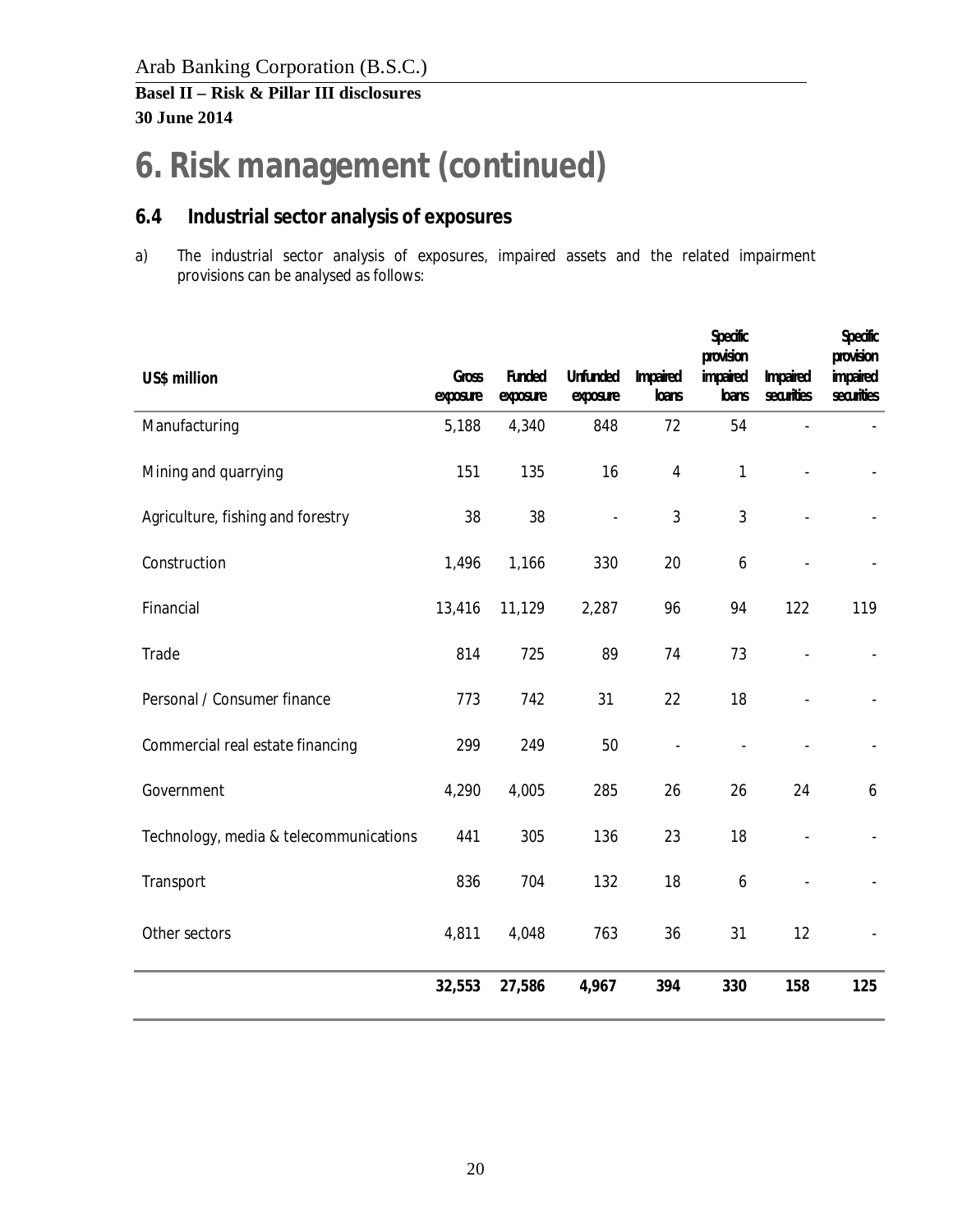# 6. Risk management (continued)

## 6.4 Industrial sector analysis of exposures

a) The industrial sector analysis of exposures, impaired assets and the related impairment provisions can be analysed as follows:

| US$ million | Gross exposure | Funded exposure | Unfunded exposure | Impaired loans | Specific provision impaired loans | Impaired securities | Specific provision impaired securities |
|---|---|---|---|---|---|---|---|
| Manufacturing | 5,188 | 4,340 | 848 | 72 | 54 | - | - |
| Mining and quarrying | 151 | 135 | 16 | 4 | 1 | - | - |
| Agriculture, fishing and forestry | 38 | 38 | - | 3 | 3 | - | - |
| Construction | 1,496 | 1,166 | 330 | 20 | 6 | - | - |
| Financial | 13,416 | 11,129 | 2,287 | 96 | 94 | 122 | 119 |
| Trade | 814 | 725 | 89 | 74 | 73 | - | - |
| Personal / Consumer finance | 773 | 742 | 31 | 22 | 18 | - | - |
| Commercial real estate financing | 299 | 249 | 50 | - | - | - | - |
| Government | 4,290 | 4,005 | 285 | 26 | 26 | 24 | 6 |
| Technology, media & telecommunications | 441 | 305 | 136 | 23 | 18 | - | - |
| Transport | 836 | 704 | 132 | 18 | 6 | - | - |
| Other sectors | 4,811 | 4,048 | 763 | 36 | 31 | 12 | - |
| | **32,553** | **27,586** | **4,967** | **394** | **330** | **158** | **125** |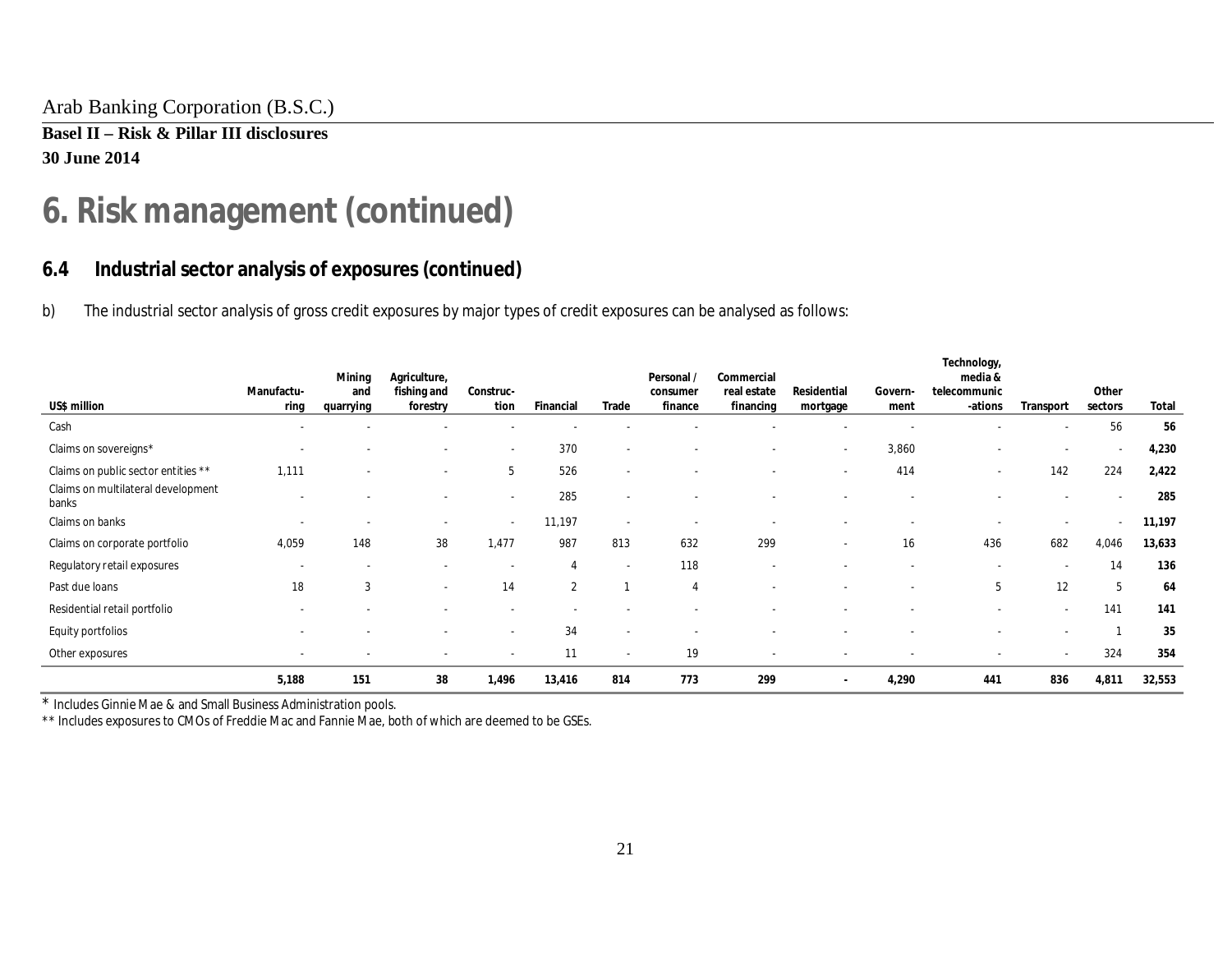Arab Banking Corporation (B.S.C.)

**Basel II – Risk & Pillar III disclosures**
**30 June 2014**

# 6. Risk management (continued)

## 6.4 Industrial sector analysis of exposures (continued)

b) The industrial sector analysis of gross credit exposures by major types of credit exposures can be analysed as follows:

| US$ million | Manufactu-ring | Mining and quarrying | Agriculture, fishing and forestry | Construc-tion | Financial | Trade | Personal / consumer finance | Commercial real estate financing | Residential mortgage | Govern-ment | Technology, media & telecommunic-ations | Transport | Other sectors | Total |
|---|---|---|---|---|---|---|---|---|---|---|---|---|---|---|
| Cash | - | - | - | - | - | - | - | - | - | - | - | - | 56 | **56** |
| Claims on sovereigns* | - | - | - | - | 370 | - | - | - | - | 3,860 | - | - | - | **4,230** |
| Claims on public sector entities ** | 1,111 | - | - | 5 | 526 | - | - | - | - | 414 | - | 142 | 224 | **2,422** |
| Claims on multilateral development banks | - | - | - | - | 285 | - | - | - | - | - | - | - | - | **285** |
| Claims on banks | - | - | - | - | 11,197 | - | - | - | - | - | - | - | - | **11,197** |
| Claims on corporate portfolio | 4,059 | 148 | 38 | 1,477 | 987 | 813 | 632 | 299 | - | 16 | 436 | 682 | 4,046 | **13,633** |
| Regulatory retail exposures | - | - | - | - | 4 | - | 118 | - | - | - | - | - | 14 | **136** |
| Past due loans | 18 | 3 | - | 14 | 2 | 1 | 4 | - | - | - | 5 | 12 | 5 | **64** |
| Residential retail portfolio | - | - | - | - | - | - | - | - | - | - | - | - | 141 | **141** |
| Equity portfolios | - | - | - | - | 34 | - | - | - | - | - | - | - | 1 | **35** |
| Other exposures | - | - | - | - | 11 | - | 19 | - | - | - | - | - | 324 | **354** |
| | **5,188** | **151** | **38** | **1,496** | **13,416** | **814** | **773** | **299** | **-** | **4,290** | **441** | **836** | **4,811** | **32,553** |

* Includes Ginnie Mae & and Small Business Administration pools.

** Includes exposures to CMOs of Freddie Mac and Fannie Mae, both of which are deemed to be GSEs.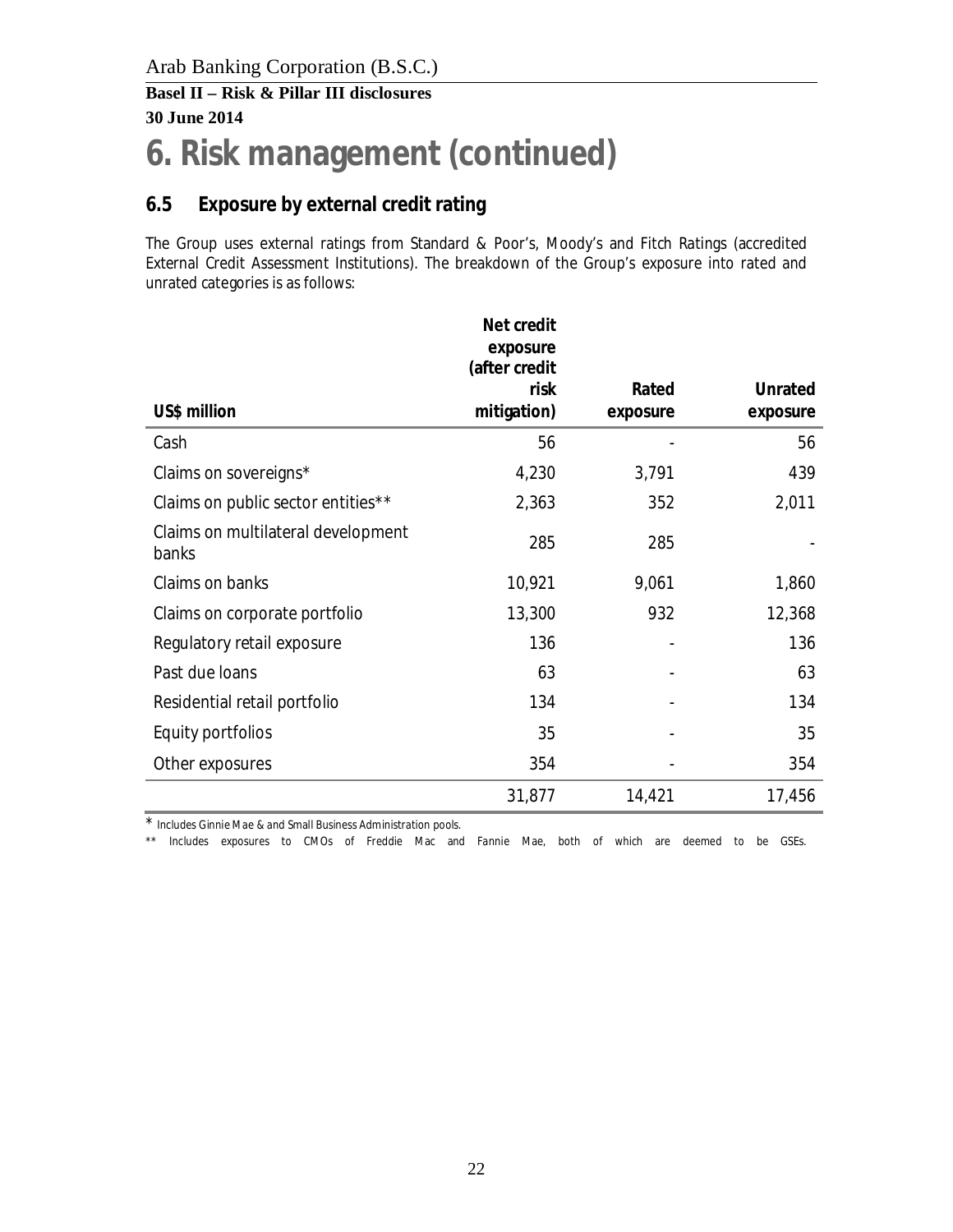# 6. Risk management (continued)

## 6.5 Exposure by external credit rating

The Group uses external ratings from Standard & Poor's, Moody's and Fitch Ratings (accredited External Credit Assessment Institutions). The breakdown of the Group's exposure into rated and unrated categories is as follows:

| US$ million | Net credit exposure (after credit risk mitigation) | Rated exposure | Unrated exposure |
|---|---|---|---|
| Cash | 56 | - | 56 |
| Claims on sovereigns* | 4,230 | 3,791 | 439 |
| Claims on public sector entities** | 2,363 | 352 | 2,011 |
| Claims on multilateral development banks | 285 | 285 | - |
| Claims on banks | 10,921 | 9,061 | 1,860 |
| Claims on corporate portfolio | 13,300 | 932 | 12,368 |
| Regulatory retail exposure | 136 | - | 136 |
| Past due loans | 63 | - | 63 |
| Residential retail portfolio | 134 | - | 134 |
| Equity portfolios | 35 | - | 35 |
| Other exposures | 354 | - | 354 |
| | 31,877 | 14,421 | 17,456 |

* Includes Ginnie Mae & and Small Business Administration pools.

** Includes exposures to CMOs of Freddie Mac and Fannie Mae, both of which are deemed to be GSEs.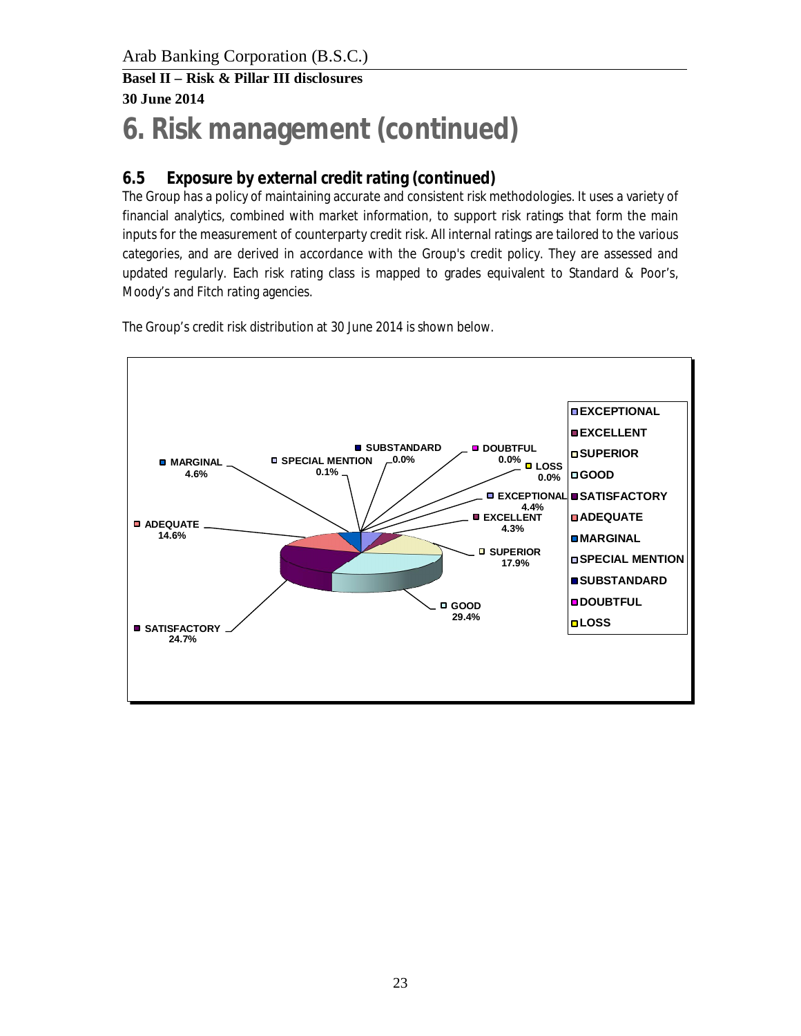# 6. Risk management (continued)

## 6.5 Exposure by external credit rating (continued)

The Group has a policy of maintaining accurate and consistent risk methodologies. It uses a variety of financial analytics, combined with market information, to support risk ratings that form the main inputs for the measurement of counterparty credit risk. All internal ratings are tailored to the various categories, and are derived in accordance with the Group's credit policy. They are assessed and updated regularly. Each risk rating class is mapped to grades equivalent to Standard & Poor's, Moody's and Fitch rating agencies.

The Group's credit risk distribution at 30 June 2014 is shown below.

SUBSTANDARD 0.0%
DOUBTFUL 0.0%
LOSS 0.0%
MARGINAL 4.6%
SPECIAL MENTION 0.1%
EXCEPTIONAL 4.4%
EXCELLENT 4.3%
ADEQUATE 14.6%
SUPERIOR 17.9%
GOOD 29.4%
SATISFACTORY 24.7%

EXCEPTIONAL
EXCELLENT
SUPERIOR
GOOD
SATISFACTORY
ADEQUATE
MARGINAL
SPECIAL MENTION
SUBSTANDARD
DOUBTFUL
LOSS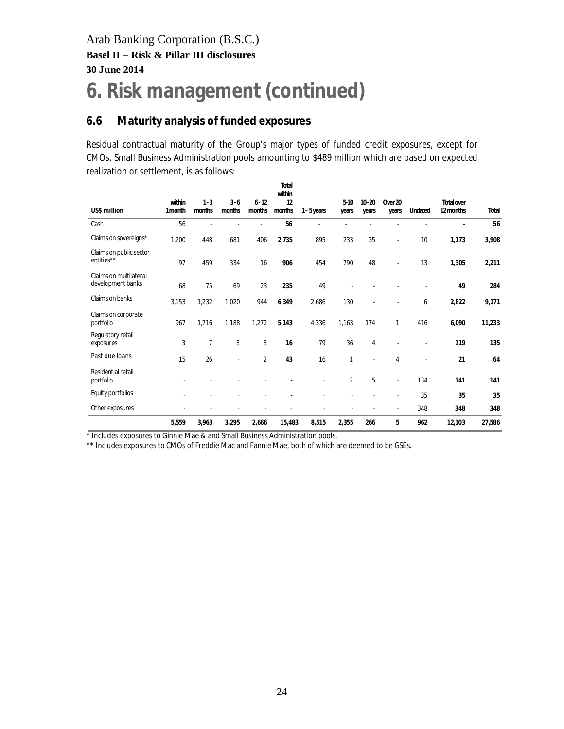Arab Banking Corporation (B.S.C.)

**Basel II – Risk & Pillar III disclosures**

**30 June 2014**

# 6. Risk management (continued)

## 6.6 Maturity analysis of funded exposures

Residual contractual maturity of the Group's major types of funded credit exposures, except for CMOs, Small Business Administration pools amounting to $489 million which are based on expected realization or settlement, is as follows:

| US$ million | within 1 month | 1 - 3 months | 3 - 6 months | 6 - 12 months | Total within 12 months | 1 – 5 years | 5-10 years | 10-20 years | Over 20 years | Undated | Total over 12 months | Total |
|---|---|---|---|---|---|---|---|---|---|---|---|---|
| Cash | 56 | - | - | - | **56** | - | - | - | - | - | **-** | **56** |
| Claims on sovereigns* | 1,200 | 448 | 681 | 406 | **2,735** | 895 | 233 | 35 | - | 10 | **1,173** | **3,908** |
| Claims on public sector entities** | 97 | 459 | 334 | 16 | **906** | 454 | 790 | 48 | - | 13 | **1,305** | **2,211** |
| Claims on multilateral development banks | 68 | 75 | 69 | 23 | **235** | 49 | - | - | - | - | **49** | **284** |
| Claims on banks | 3,153 | 1,232 | 1,020 | 944 | **6,349** | 2,686 | 130 | - | - | 6 | **2,822** | **9,171** |
| Claims on corporate portfolio | 967 | 1,716 | 1,188 | 1,272 | **5,143** | 4,336 | 1,163 | 174 | 1 | 416 | **6,090** | **11,233** |
| Regulatory retail exposures | 3 | 7 | 3 | 3 | **16** | 79 | 36 | 4 | - | - | **119** | **135** |
| Past due loans | 15 | 26 | - | 2 | **43** | 16 | 1 | - | 4 | - | **21** | **64** |
| Residential retail portfolio | - | - | - | - | **-** | - | 2 | 5 | - | 134 | **141** | **141** |
| Equity portfolios | - | - | - | - | **-** | - | - | - | - | 35 | **35** | **35** |
| Other exposures | - | - | - | - | - | - | - | - | - | 348 | **348** | **348** |
| | **5,559** | **3,963** | **3,295** | **2,666** | **15,483** | **8,515** | **2,355** | **266** | **5** | **962** | **12,103** | **27,586** |

\* Includes exposures to Ginnie Mae & and Small Business Administration pools.

** Includes exposures to CMOs of Freddie Mac and Fannie Mae, both of which are deemed to be GSEs.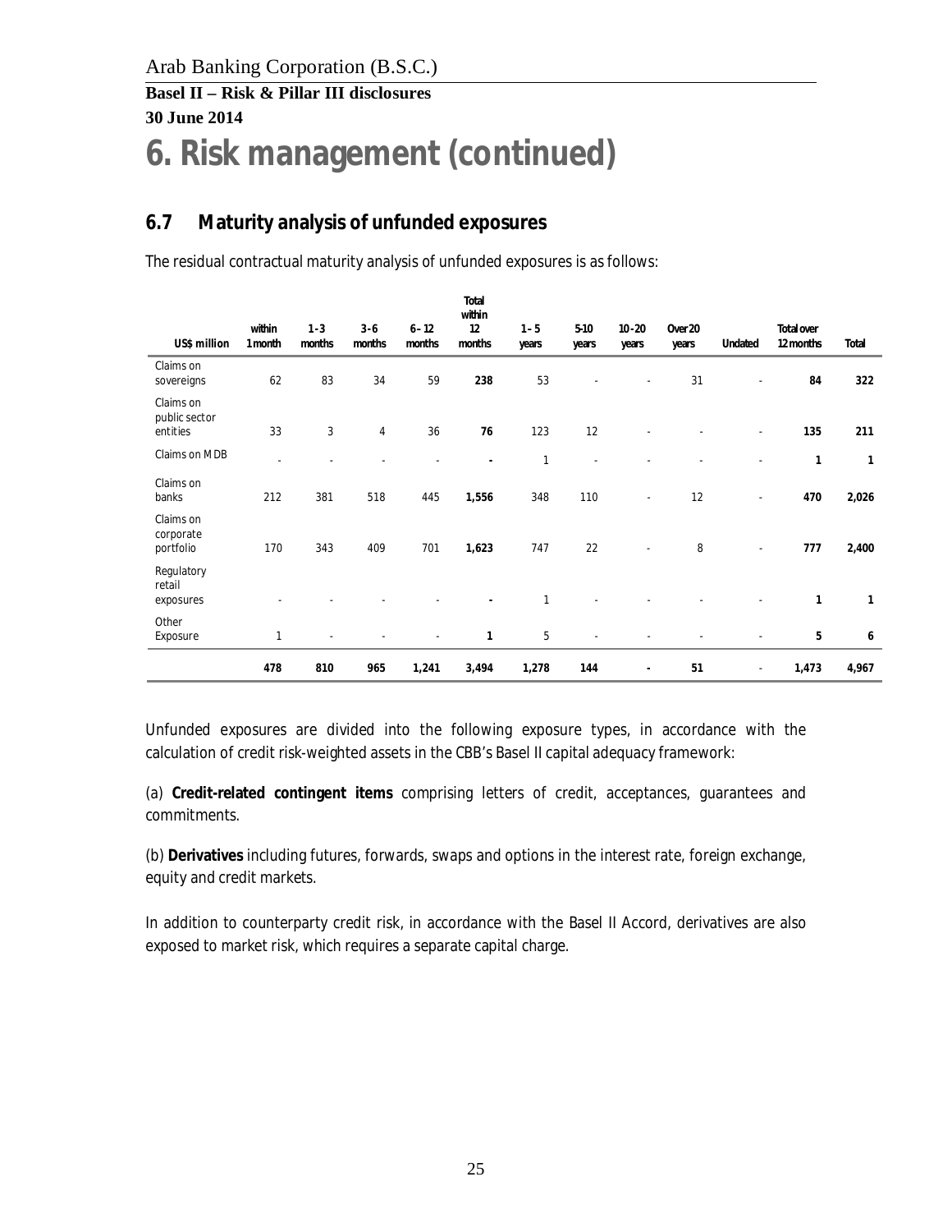Arab Banking Corporation (B.S.C.)

**Basel II – Risk & Pillar III disclosures**

**30 June 2014**

# 6. Risk management (continued)

## 6.7 Maturity analysis of unfunded exposures

The residual contractual maturity analysis of unfunded exposures is as follows:

| US$ million | within 1 month | 1 - 3 months | 3 - 6 months | 6 – 12 months | Total within 12 months | 1 – 5 years | 5-10 years | 10 - 20 years | Over 20 years | Undated | Total over 12 months | Total |
|---|---|---|---|---|---|---|---|---|---|---|---|---|
| Claims on sovereigns | 62 | 83 | 34 | 59 | **238** | 53 | - | - | 31 | - | **84** | **322** |
| Claims on public sector entities | 33 | 3 | 4 | 36 | **76** | 123 | 12 | - | - | - | **135** | **211** |
| Claims on MDB | - | - | - | - | **-** | 1 | - | - | - | - | **1** | **1** |
| Claims on banks | 212 | 381 | 518 | 445 | **1,556** | 348 | 110 | - | 12 | - | **470** | **2,026** |
| Claims on corporate portfolio | 170 | 343 | 409 | 701 | **1,623** | 747 | 22 | - | 8 | - | **777** | **2,400** |
| Regulatory retail exposures | - | - | - | - | **-** | 1 | - | - | - | - | **1** | **1** |
| Other Exposure | 1 | - | - | - | **1** | 5 | - | - | - | - | **5** | **6** |
| | **478** | **810** | **965** | **1,241** | **3,494** | **1,278** | **144** | **-** | **51** | - | **1,473** | **4,967** |

Unfunded exposures are divided into the following exposure types, in accordance with the calculation of credit risk-weighted assets in the CBB's Basel II capital adequacy framework:

(a) **Credit-related contingent items** comprising letters of credit, acceptances, guarantees and commitments.

(b) **Derivatives** including futures, forwards, swaps and options in the interest rate, foreign exchange, equity and credit markets.

In addition to counterparty credit risk, in accordance with the Basel II Accord, derivatives are also exposed to market risk, which requires a separate capital charge.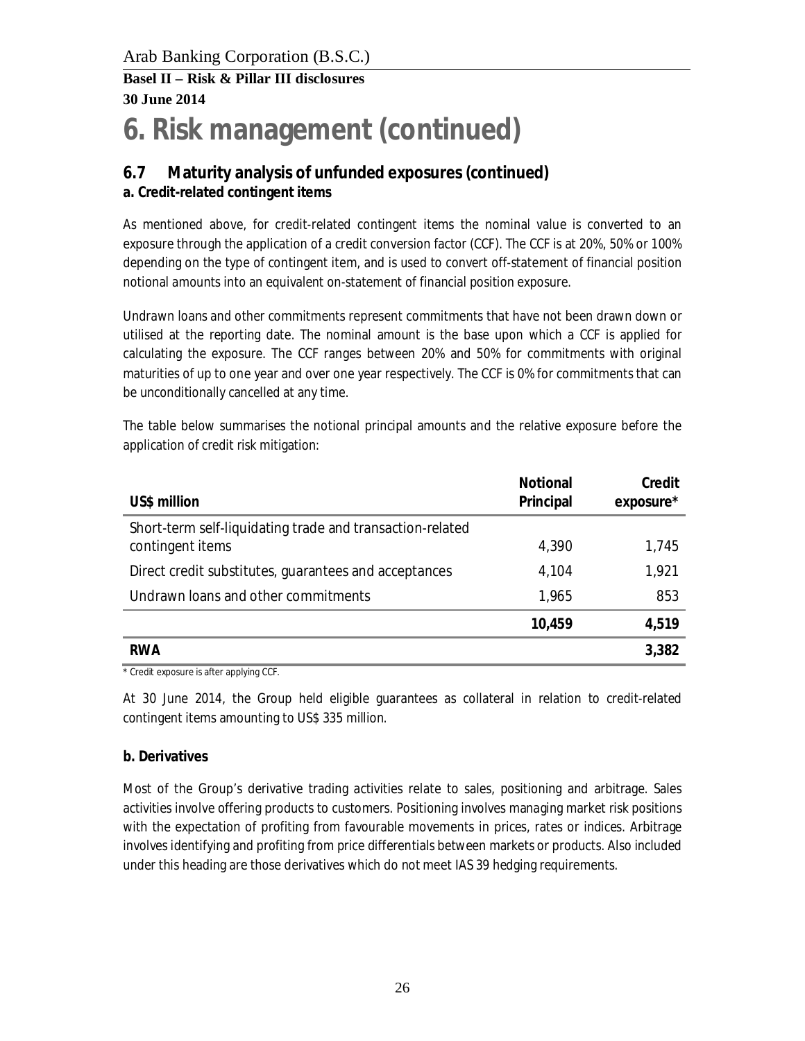# 6. Risk management (continued)

## 6.7 Maturity analysis of unfunded exposures (continued)

### a. Credit-related contingent items

As mentioned above, for credit-related contingent items the nominal value is converted to an exposure through the application of a credit conversion factor (CCF). The CCF is at 20%, 50% or 100% depending on the type of contingent item, and is used to convert off-statement of financial position notional amounts into an equivalent on-statement of financial position exposure.

Undrawn loans and other commitments represent commitments that have not been drawn down or utilised at the reporting date. The nominal amount is the base upon which a CCF is applied for calculating the exposure. The CCF ranges between 20% and 50% for commitments with original maturities of up to one year and over one year respectively. The CCF is 0% for commitments that can be unconditionally cancelled at any time.

The table below summarises the notional principal amounts and the relative exposure before the application of credit risk mitigation:

| US$ million | Notional Principal | Credit exposure* |
|---|---|---|
| Short-term self-liquidating trade and transaction-related contingent items | 4,390 | 1,745 |
| Direct credit substitutes, guarantees and acceptances | 4,104 | 1,921 |
| Undrawn loans and other commitments | 1,965 | 853 |
| | **10,459** | **4,519** |
| **RWA** | | **3,382** |

\* Credit exposure is after applying CCF.

At 30 June 2014, the Group held eligible guarantees as collateral in relation to credit-related contingent items amounting to US$ 335 million.

### b. Derivatives

Most of the Group's derivative trading activities relate to sales, positioning and arbitrage. Sales activities involve offering products to customers. Positioning involves managing market risk positions with the expectation of profiting from favourable movements in prices, rates or indices. Arbitrage involves identifying and profiting from price differentials between markets or products. Also included under this heading are those derivatives which do not meet IAS 39 hedging requirements.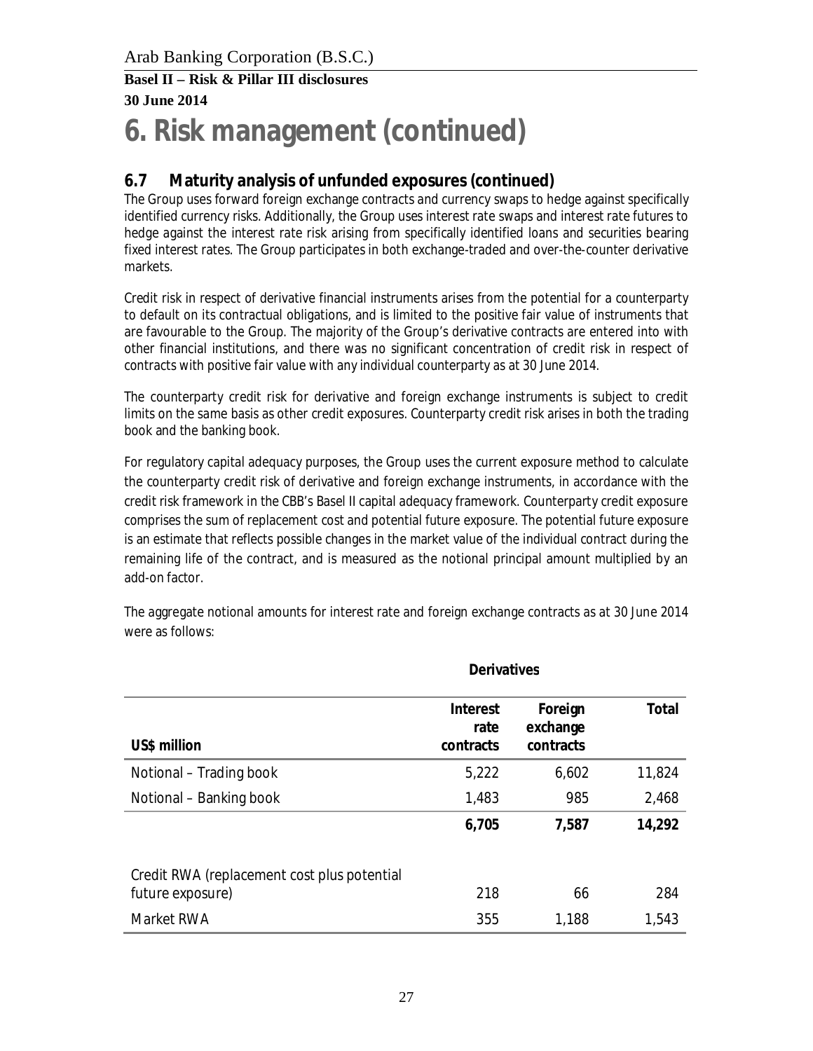# 6. Risk management (continued)

## 6.7 Maturity analysis of unfunded exposures (continued)

The Group uses forward foreign exchange contracts and currency swaps to hedge against specifically identified currency risks. Additionally, the Group uses interest rate swaps and interest rate futures to hedge against the interest rate risk arising from specifically identified loans and securities bearing fixed interest rates. The Group participates in both exchange-traded and over-the-counter derivative markets.

Credit risk in respect of derivative financial instruments arises from the potential for a counterparty to default on its contractual obligations, and is limited to the positive fair value of instruments that are favourable to the Group. The majority of the Group's derivative contracts are entered into with other financial institutions, and there was no significant concentration of credit risk in respect of contracts with positive fair value with any individual counterparty as at 30 June 2014.

The counterparty credit risk for derivative and foreign exchange instruments is subject to credit limits on the same basis as other credit exposures. Counterparty credit risk arises in both the trading book and the banking book.

For regulatory capital adequacy purposes, the Group uses the current exposure method to calculate the counterparty credit risk of derivative and foreign exchange instruments, in accordance with the credit risk framework in the CBB's Basel II capital adequacy framework. Counterparty credit exposure comprises the sum of replacement cost and potential future exposure. The potential future exposure is an estimate that reflects possible changes in the market value of the individual contract during the remaining life of the contract, and is measured as the notional principal amount multiplied by an add-on factor.

The aggregate notional amounts for interest rate and foreign exchange contracts as at 30 June 2014 were as follows:

| | Derivatives | | |
|---|---|---|---|
| **US$ million** | **Interest rate contracts** | **Foreign exchange contracts** | **Total** |
| Notional – Trading book | 5,222 | 6,602 | 11,824 |
| Notional – Banking book | 1,483 | 985 | 2,468 |
| | **6,705** | **7,587** | **14,292** |
| Credit RWA (replacement cost plus potential future exposure) | 218 | 66 | 284 |
| Market RWA | 355 | 1,188 | 1,543 |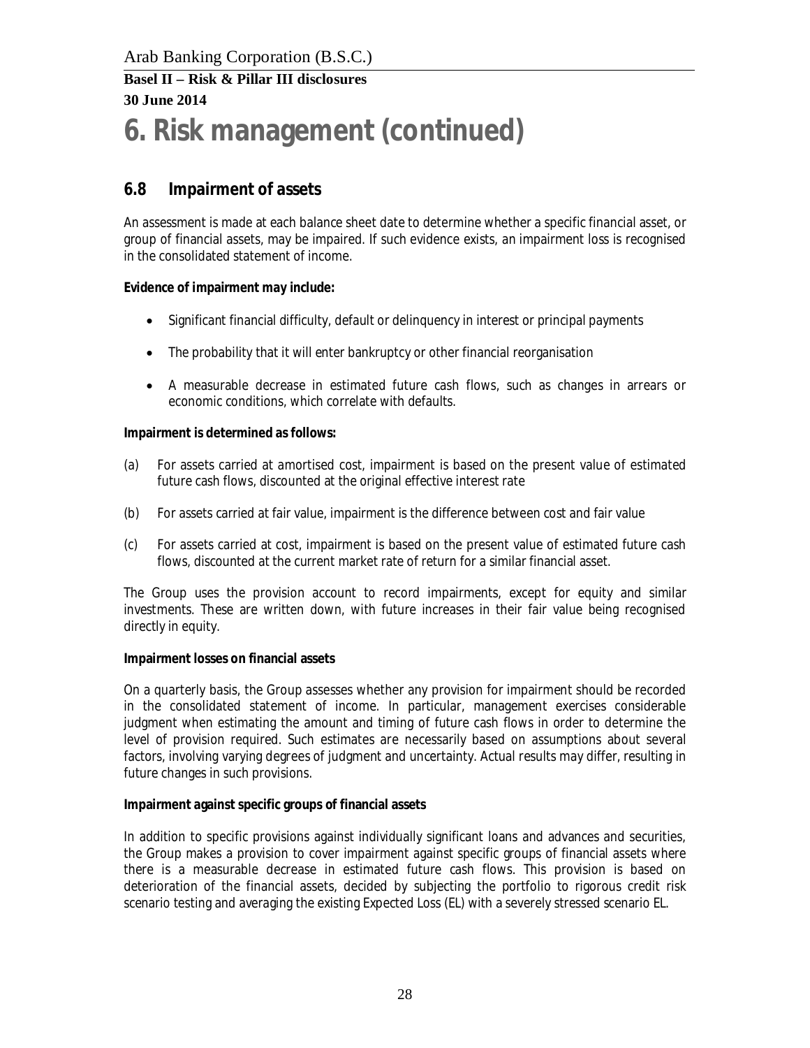# 6. Risk management (continued)

## 6.8 Impairment of assets

An assessment is made at each balance sheet date to determine whether a specific financial asset, or group of financial assets, may be impaired. If such evidence exists, an impairment loss is recognised in the consolidated statement of income.

**Evidence of impairment may include:**

- Significant financial difficulty, default or delinquency in interest or principal payments
- The probability that it will enter bankruptcy or other financial reorganisation
- A measurable decrease in estimated future cash flows, such as changes in arrears or economic conditions, which correlate with defaults.

**Impairment is determined as follows:**

(a) For assets carried at amortised cost, impairment is based on the present value of estimated future cash flows, discounted at the original effective interest rate

(b) For assets carried at fair value, impairment is the difference between cost and fair value

(c) For assets carried at cost, impairment is based on the present value of estimated future cash flows, discounted at the current market rate of return for a similar financial asset.

The Group uses the provision account to record impairments, except for equity and similar investments. These are written down, with future increases in their fair value being recognised directly in equity.

**Impairment losses on financial assets**

On a quarterly basis, the Group assesses whether any provision for impairment should be recorded in the consolidated statement of income. In particular, management exercises considerable judgment when estimating the amount and timing of future cash flows in order to determine the level of provision required. Such estimates are necessarily based on assumptions about several factors, involving varying degrees of judgment and uncertainty. Actual results may differ, resulting in future changes in such provisions.

**Impairment against specific groups of financial assets**

In addition to specific provisions against individually significant loans and advances and securities, the Group makes a provision to cover impairment against specific groups of financial assets where there is a measurable decrease in estimated future cash flows. This provision is based on deterioration of the financial assets, decided by subjecting the portfolio to rigorous credit risk scenario testing and averaging the existing Expected Loss (EL) with a severely stressed scenario EL.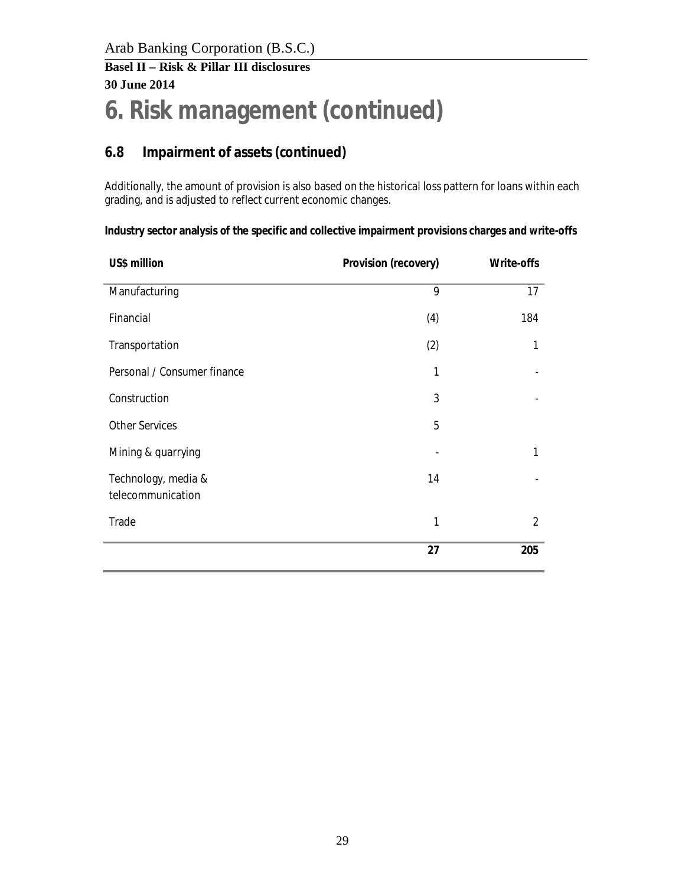# 6. Risk management (continued)

## 6.8 Impairment of assets (continued)

Additionally, the amount of provision is also based on the historical loss pattern for loans within each grading, and is adjusted to reflect current economic changes.

**Industry sector analysis of the specific and collective impairment provisions charges and write-offs**

| US$ million | Provision (recovery) | Write-offs |
|---|---|---|
| Manufacturing | 9 | 17 |
| Financial | (4) | 184 |
| Transportation | (2) | 1 |
| Personal / Consumer finance | 1 | - |
| Construction | 3 | - |
| Other Services | 5 | |
| Mining & quarrying | - | 1 |
| Technology, media & telecommunication | 14 | - |
| Trade | 1 | 2 |
| | **27** | **205** |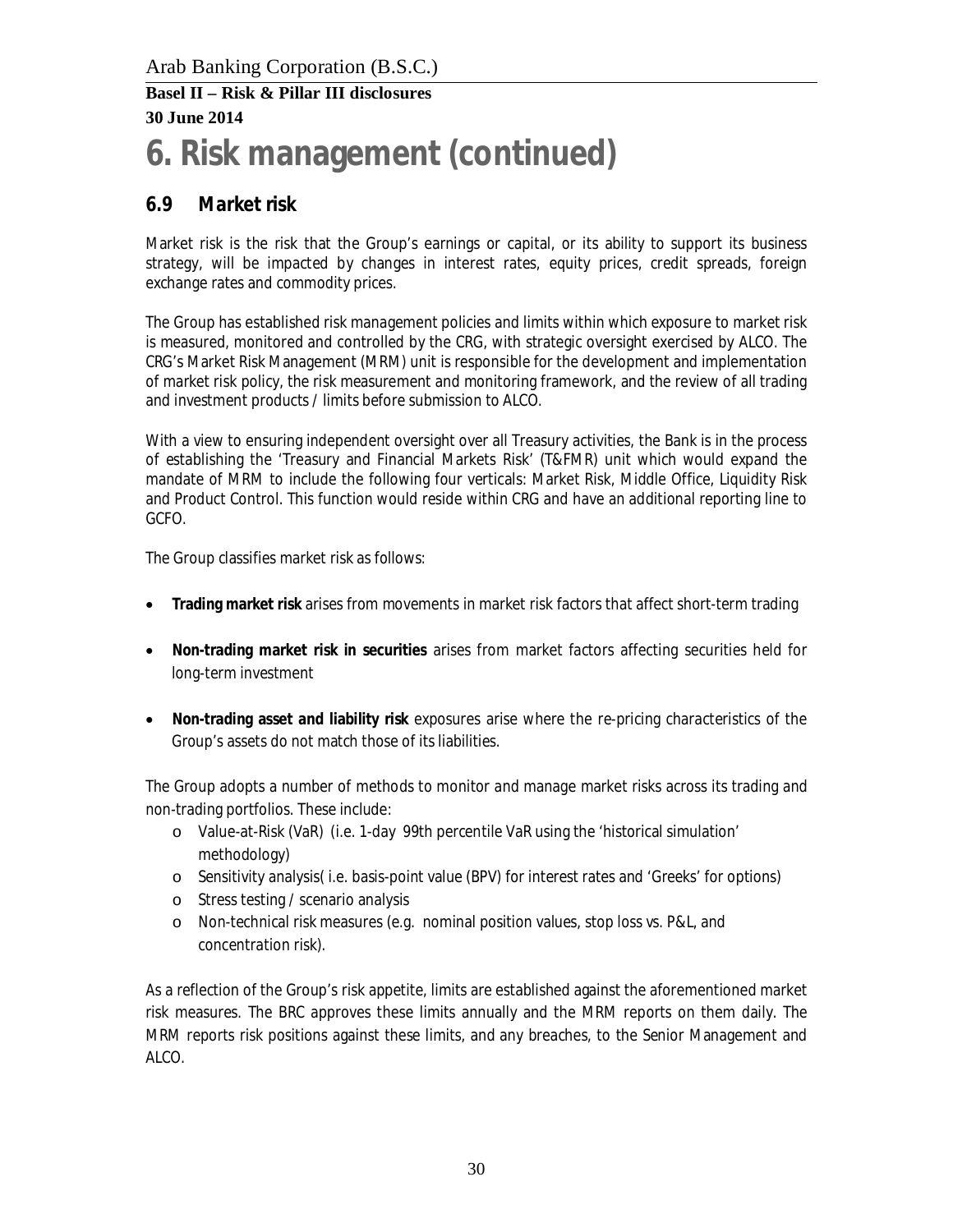# 6. Risk management (continued)

## 6.9 Market risk

Market risk is the risk that the Group's earnings or capital, or its ability to support its business strategy, will be impacted by changes in interest rates, equity prices, credit spreads, foreign exchange rates and commodity prices.

The Group has established risk management policies and limits within which exposure to market risk is measured, monitored and controlled by the CRG, with strategic oversight exercised by ALCO. The CRG's Market Risk Management (MRM) unit is responsible for the development and implementation of market risk policy, the risk measurement and monitoring framework, and the review of all trading and investment products / limits before submission to ALCO.

With a view to ensuring independent oversight over all Treasury activities, the Bank is in the process of establishing the 'Treasury and Financial Markets Risk' (T&FMR) unit which would expand the mandate of MRM to include the following four verticals: Market Risk, Middle Office, Liquidity Risk and Product Control. This function would reside within CRG and have an additional reporting line to GCFO.

The Group classifies market risk as follows:

- **Trading market risk** arises from movements in market risk factors that affect short-term trading
- **Non-trading market risk in securities** arises from market factors affecting securities held for long-term investment
- **Non-trading asset and liability risk** exposures arise where the re-pricing characteristics of the Group's assets do not match those of its liabilities.

The Group adopts a number of methods to monitor and manage market risks across its trading and non-trading portfolios. These include:

- Value-at-Risk (VaR) (i.e. 1-day 99th percentile VaR using the 'historical simulation' methodology)
- Sensitivity analysis( i.e. basis-point value (BPV) for interest rates and 'Greeks' for options)
- Stress testing / scenario analysis
- Non-technical risk measures (e.g. nominal position values, stop loss vs. P&L, and concentration risk).

As a reflection of the Group's risk appetite, limits are established against the aforementioned market risk measures. The BRC approves these limits annually and the MRM reports on them daily. The MRM reports risk positions against these limits, and any breaches, to the Senior Management and ALCO.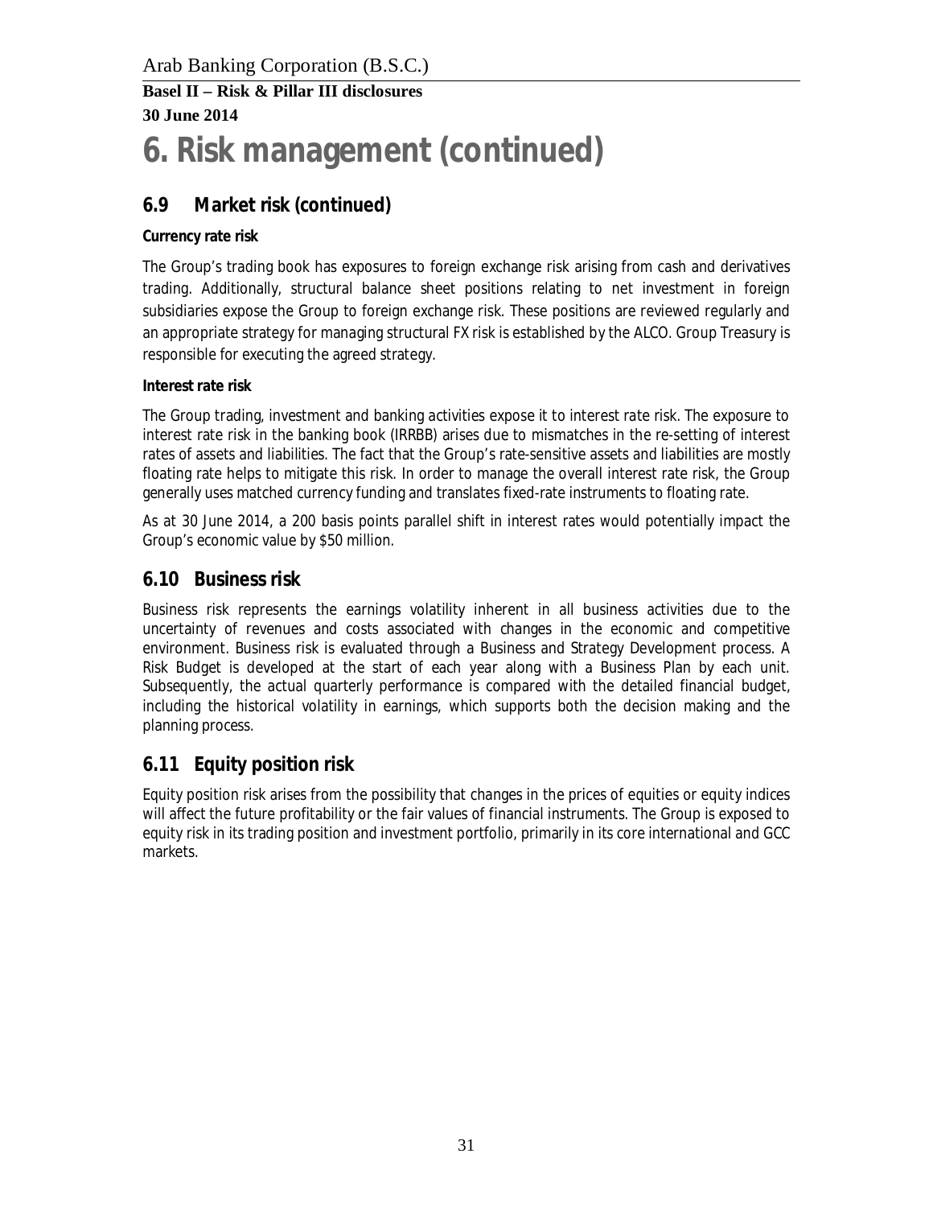# 6. Risk management (continued)

## 6.9 Market risk (continued)

**Currency rate risk**

The Group's trading book has exposures to foreign exchange risk arising from cash and derivatives trading. Additionally, structural balance sheet positions relating to net investment in foreign subsidiaries expose the Group to foreign exchange risk. These positions are reviewed regularly and an appropriate strategy for managing structural FX risk is established by the ALCO. Group Treasury is responsible for executing the agreed strategy.

**Interest rate risk**

The Group trading, investment and banking activities expose it to interest rate risk. The exposure to interest rate risk in the banking book (IRRBB) arises due to mismatches in the re-setting of interest rates of assets and liabilities. The fact that the Group's rate-sensitive assets and liabilities are mostly floating rate helps to mitigate this risk. In order to manage the overall interest rate risk, the Group generally uses matched currency funding and translates fixed-rate instruments to floating rate.

As at 30 June 2014, a 200 basis points parallel shift in interest rates would potentially impact the Group's economic value by $50 million.

## 6.10 Business risk

Business risk represents the earnings volatility inherent in all business activities due to the uncertainty of revenues and costs associated with changes in the economic and competitive environment. Business risk is evaluated through a Business and Strategy Development process. A Risk Budget is developed at the start of each year along with a Business Plan by each unit. Subsequently, the actual quarterly performance is compared with the detailed financial budget, including the historical volatility in earnings, which supports both the decision making and the planning process.

## 6.11 Equity position risk

Equity position risk arises from the possibility that changes in the prices of equities or equity indices will affect the future profitability or the fair values of financial instruments. The Group is exposed to equity risk in its trading position and investment portfolio, primarily in its core international and GCC markets.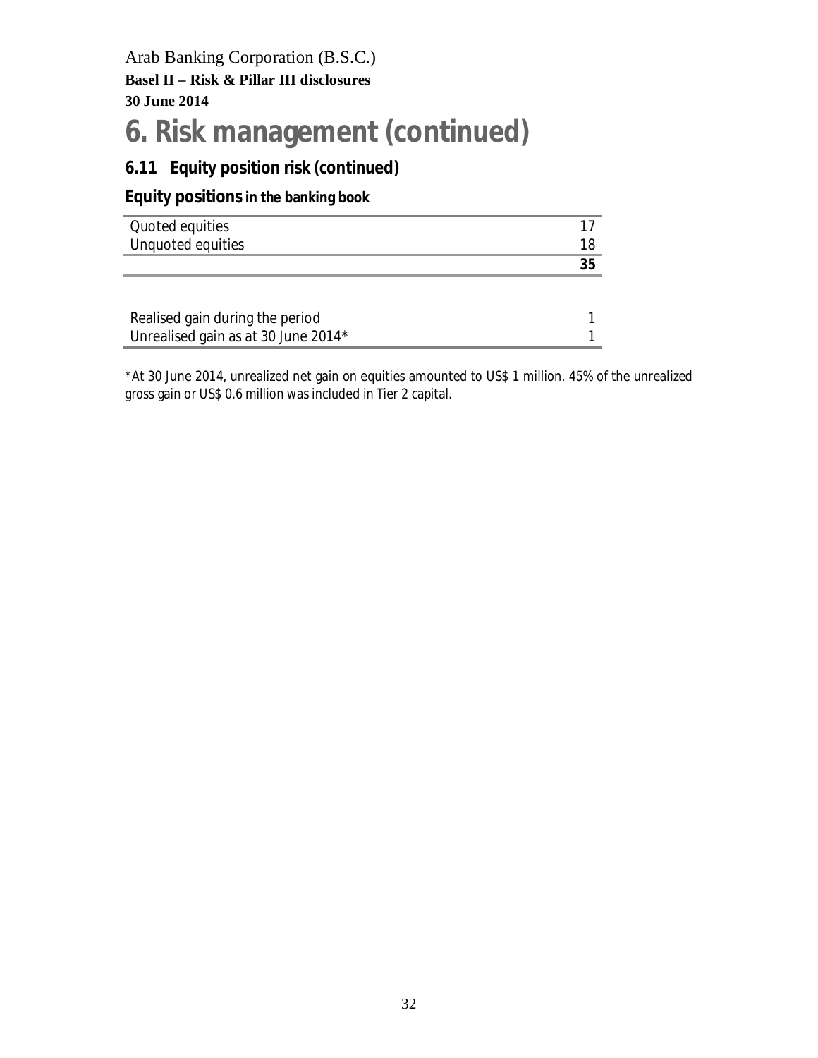# 6. Risk management (continued)

## 6.11 Equity position risk (continued)

### Equity positions in the banking book

| | |
|---|---|
| Quoted equities | 17 |
| Unquoted equities | 18 |
| | **35** |

| | |
|---|---|
| Realised gain during the period | 1 |
| Unrealised gain as at 30 June 2014* | 1 |

*At 30 June 2014, unrealized net gain on equities amounted to US$ 1 million. 45% of the unrealized gross gain or US$ 0.6 million was included in Tier 2 capital.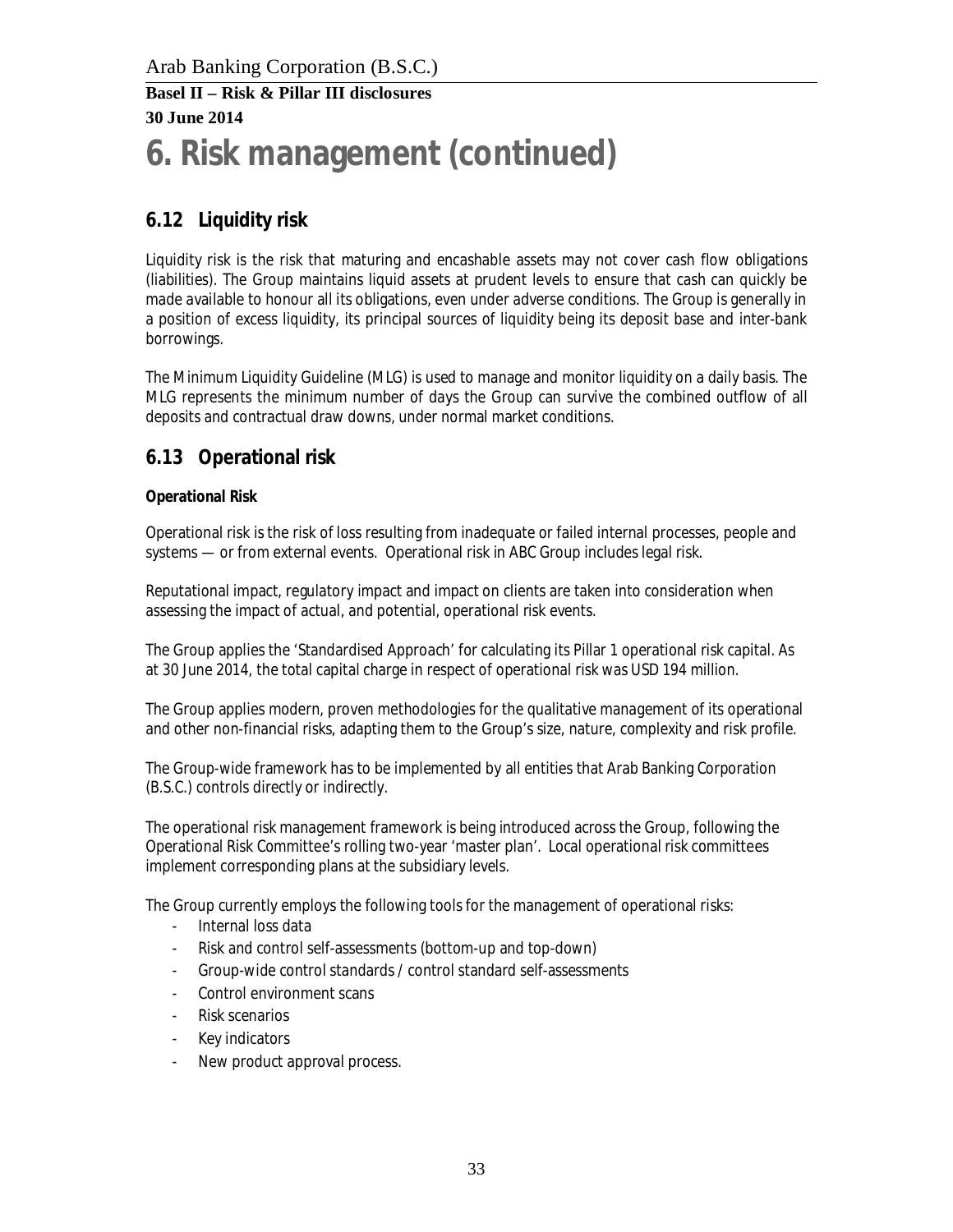# 6. Risk management (continued)

## 6.12 Liquidity risk

Liquidity risk is the risk that maturing and encashable assets may not cover cash flow obligations (liabilities). The Group maintains liquid assets at prudent levels to ensure that cash can quickly be made available to honour all its obligations, even under adverse conditions. The Group is generally in a position of excess liquidity, its principal sources of liquidity being its deposit base and inter-bank borrowings.

The Minimum Liquidity Guideline (MLG) is used to manage and monitor liquidity on a daily basis. The MLG represents the minimum number of days the Group can survive the combined outflow of all deposits and contractual draw downs, under normal market conditions.

## 6.13 Operational risk

**Operational Risk**

Operational risk is the risk of loss resulting from inadequate or failed internal processes, people and systems — or from external events. Operational risk in ABC Group includes legal risk.

Reputational impact, regulatory impact and impact on clients are taken into consideration when assessing the impact of actual, and potential, operational risk events.

The Group applies the 'Standardised Approach' for calculating its Pillar 1 operational risk capital. As at 30 June 2014, the total capital charge in respect of operational risk was USD 194 million.

The Group applies modern, proven methodologies for the qualitative management of its operational and other non-financial risks, adapting them to the Group's size, nature, complexity and risk profile.

The Group-wide framework has to be implemented by all entities that Arab Banking Corporation (B.S.C.) controls directly or indirectly.

The operational risk management framework is being introduced across the Group, following the Operational Risk Committee's rolling two-year 'master plan'. Local operational risk committees implement corresponding plans at the subsidiary levels.

The Group currently employs the following tools for the management of operational risks:

- Internal loss data
- Risk and control self-assessments (bottom-up and top-down)
- Group-wide control standards / control standard self-assessments
- Control environment scans
- Risk scenarios
- Key indicators
- New product approval process.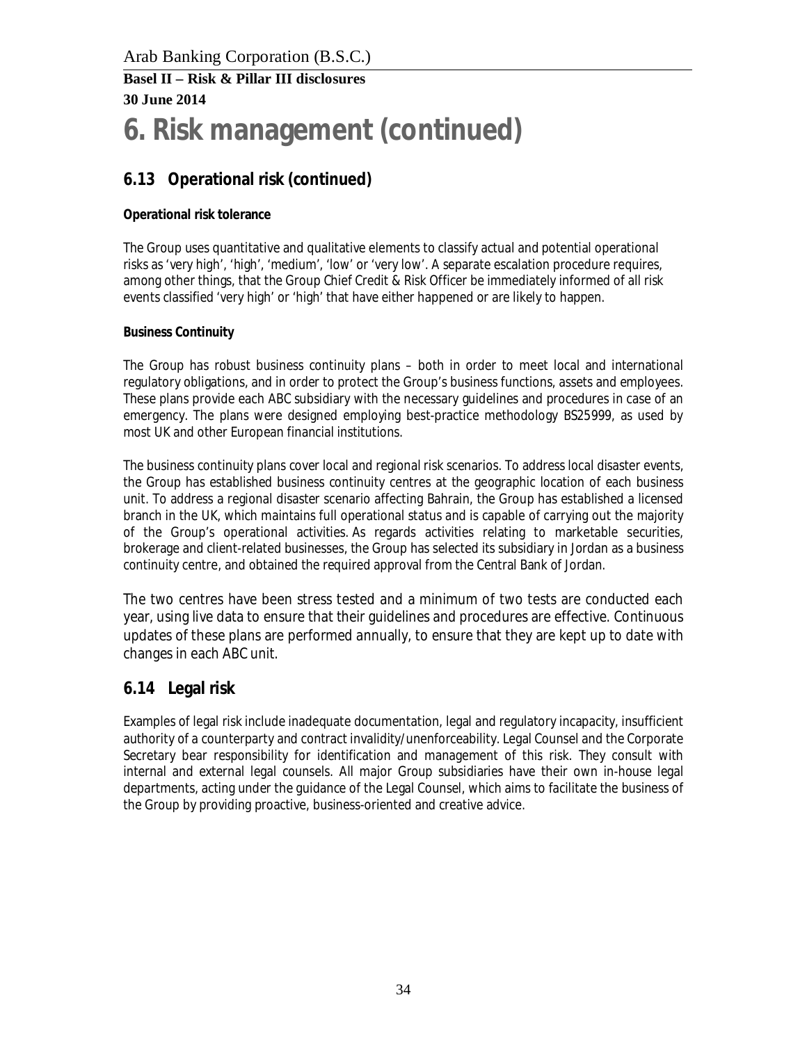# 6. Risk management (continued)

## 6.13 Operational risk (continued)

**Operational risk tolerance**

The Group uses quantitative and qualitative elements to classify actual and potential operational risks as 'very high', 'high', 'medium', 'low' or 'very low'. A separate escalation procedure requires, among other things, that the Group Chief Credit & Risk Officer be immediately informed of all risk events classified 'very high' or 'high' that have either happened or are likely to happen.

**Business Continuity**

The Group has robust business continuity plans – both in order to meet local and international regulatory obligations, and in order to protect the Group's business functions, assets and employees. These plans provide each ABC subsidiary with the necessary guidelines and procedures in case of an emergency. The plans were designed employing best-practice methodology BS25999, as used by most UK and other European financial institutions.

The business continuity plans cover local and regional risk scenarios. To address local disaster events, the Group has established business continuity centres at the geographic location of each business unit. To address a regional disaster scenario affecting Bahrain, the Group has established a licensed branch in the UK, which maintains full operational status and is capable of carrying out the majority of the Group's operational activities. As regards activities relating to marketable securities, brokerage and client-related businesses, the Group has selected its subsidiary in Jordan as a business continuity centre, and obtained the required approval from the Central Bank of Jordan.

The two centres have been stress tested and a minimum of two tests are conducted each year, using live data to ensure that their guidelines and procedures are effective. Continuous updates of these plans are performed annually, to ensure that they are kept up to date with changes in each ABC unit.

## 6.14 Legal risk

Examples of legal risk include inadequate documentation, legal and regulatory incapacity, insufficient authority of a counterparty and contract invalidity/unenforceability. Legal Counsel and the Corporate Secretary bear responsibility for identification and management of this risk. They consult with internal and external legal counsels. All major Group subsidiaries have their own in-house legal departments, acting under the guidance of the Legal Counsel, which aims to facilitate the business of the Group by providing proactive, business-oriented and creative advice.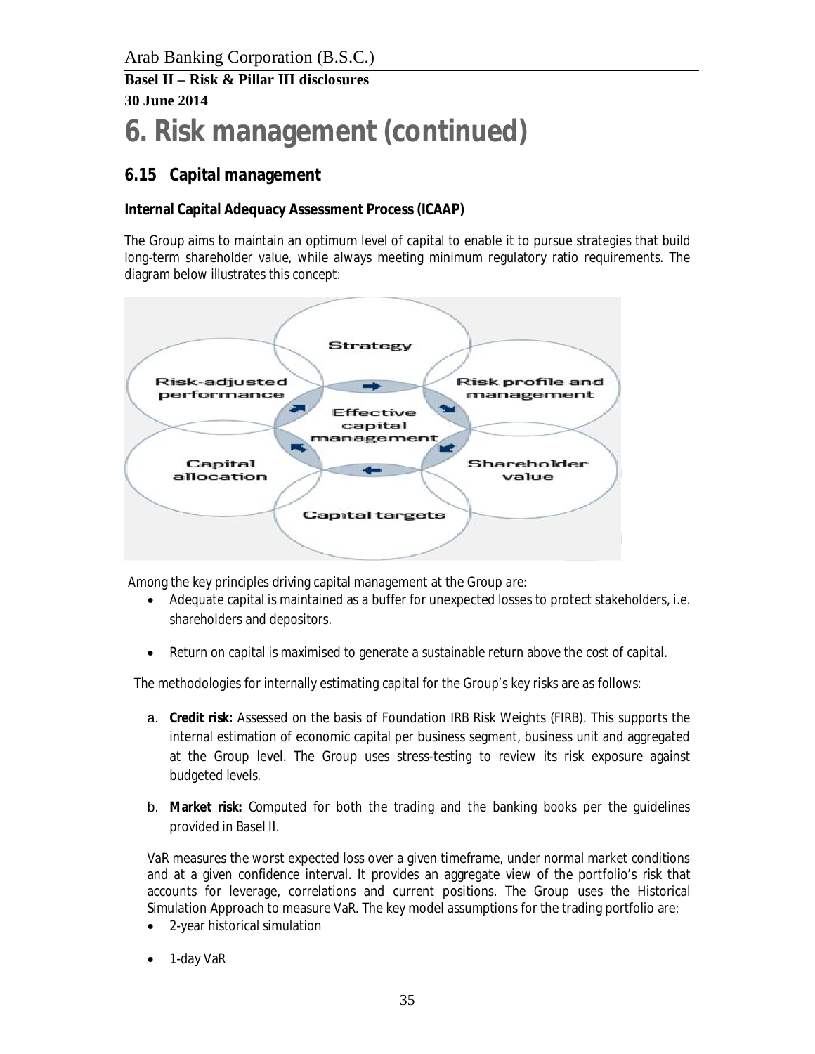# 6. Risk management (continued)

## 6.15 Capital management

**Internal Capital Adequacy Assessment Process (ICAAP)**

The Group aims to maintain an optimum level of capital to enable it to pursue strategies that build long-term shareholder value, while always meeting minimum regulatory ratio requirements. The diagram below illustrates this concept:

Strategy

Risk profile and management

Shareholder value

Capital targets

Capital allocation

Risk-adjusted performance

Effective capital management

Among the key principles driving capital management at the Group are:

- Adequate capital is maintained as a buffer for unexpected losses to protect stakeholders, i.e. shareholders and depositors.
- Return on capital is maximised to generate a sustainable return above the cost of capital.

The methodologies for internally estimating capital for the Group's key risks are as follows:

a. **Credit risk:** Assessed on the basis of Foundation IRB Risk Weights (FIRB). This supports the internal estimation of economic capital per business segment, business unit and aggregated at the Group level. The Group uses stress-testing to review its risk exposure against budgeted levels.

b. **Market risk:** Computed for both the trading and the banking books per the guidelines provided in Basel II.

VaR measures the worst expected loss over a given timeframe, under normal market conditions and at a given confidence interval. It provides an aggregate view of the portfolio's risk that accounts for leverage, correlations and current positions. The Group uses the Historical Simulation Approach to measure VaR. The key model assumptions for the trading portfolio are:

- 2-year historical simulation
- 1-day VaR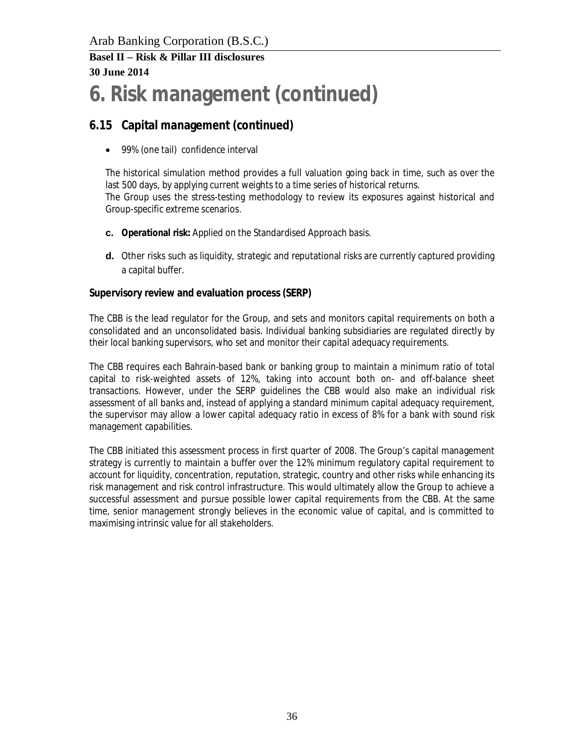# 6. Risk management (continued)

## 6.15 Capital management (continued)

- 99% (one tail) confidence interval

The historical simulation method provides a full valuation going back in time, such as over the last 500 days, by applying current weights to a time series of historical returns.
The Group uses the stress-testing methodology to review its exposures against historical and Group-specific extreme scenarios.

**c. Operational risk:** Applied on the Standardised Approach basis.

**d.** Other risks such as liquidity, strategic and reputational risks are currently captured providing a capital buffer.

**Supervisory review and evaluation process (SERP)**

The CBB is the lead regulator for the Group, and sets and monitors capital requirements on both a consolidated and an unconsolidated basis. Individual banking subsidiaries are regulated directly by their local banking supervisors, who set and monitor their capital adequacy requirements.

The CBB requires each Bahrain-based bank or banking group to maintain a minimum ratio of total capital to risk-weighted assets of 12%, taking into account both on- and off-balance sheet transactions. However, under the SERP guidelines the CBB would also make an individual risk assessment of all banks and, instead of applying a standard minimum capital adequacy requirement, the supervisor may allow a lower capital adequacy ratio in excess of 8% for a bank with sound risk management capabilities.

The CBB initiated this assessment process in first quarter of 2008. The Group's capital management strategy is currently to maintain a buffer over the 12% minimum regulatory capital requirement to account for liquidity, concentration, reputation, strategic, country and other risks while enhancing its risk management and risk control infrastructure. This would ultimately allow the Group to achieve a successful assessment and pursue possible lower capital requirements from the CBB. At the same time, senior management strongly believes in the economic value of capital, and is committed to maximising intrinsic value for all stakeholders.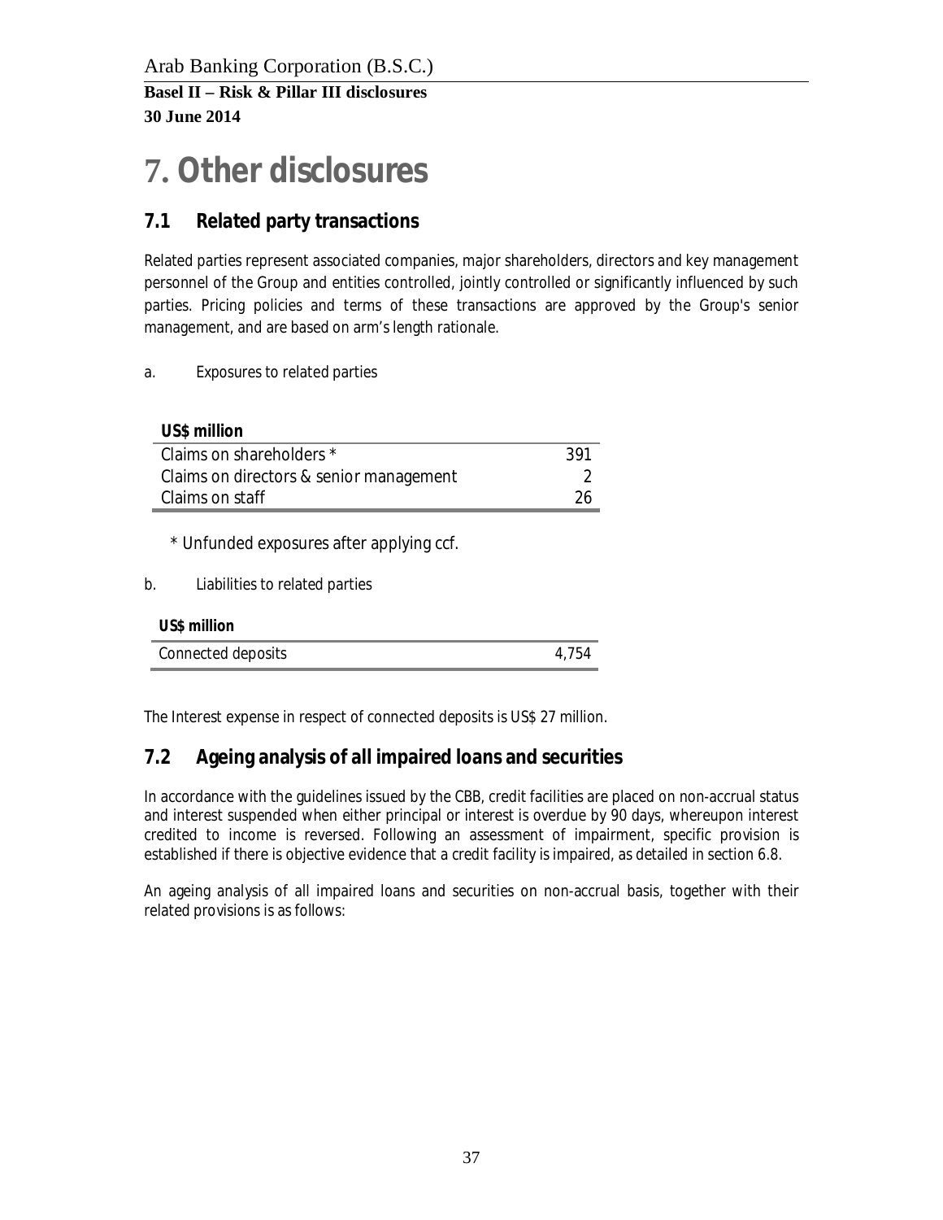# 7. Other disclosures

## 7.1 Related party transactions

Related parties represent associated companies, major shareholders, directors and key management personnel of the Group and entities controlled, jointly controlled or significantly influenced by such parties. Pricing policies and terms of these transactions are approved by the Group's senior management, and are based on arm's length rationale.

a. Exposures to related parties

| US$ million | |
|---|---|
| Claims on shareholders * | 391 |
| Claims on directors & senior management | 2 |
| Claims on staff | 26 |

\* Unfunded exposures after applying ccf.

b. Liabilities to related parties

| US$ million | |
|---|---|
| Connected deposits | 4,754 |

The Interest expense in respect of connected deposits is US$ 27 million.

## 7.2 Ageing analysis of all impaired loans and securities

In accordance with the guidelines issued by the CBB, credit facilities are placed on non-accrual status and interest suspended when either principal or interest is overdue by 90 days, whereupon interest credited to income is reversed. Following an assessment of impairment, specific provision is established if there is objective evidence that a credit facility is impaired, as detailed in section 6.8.

An ageing analysis of all impaired loans and securities on non-accrual basis, together with their related provisions is as follows: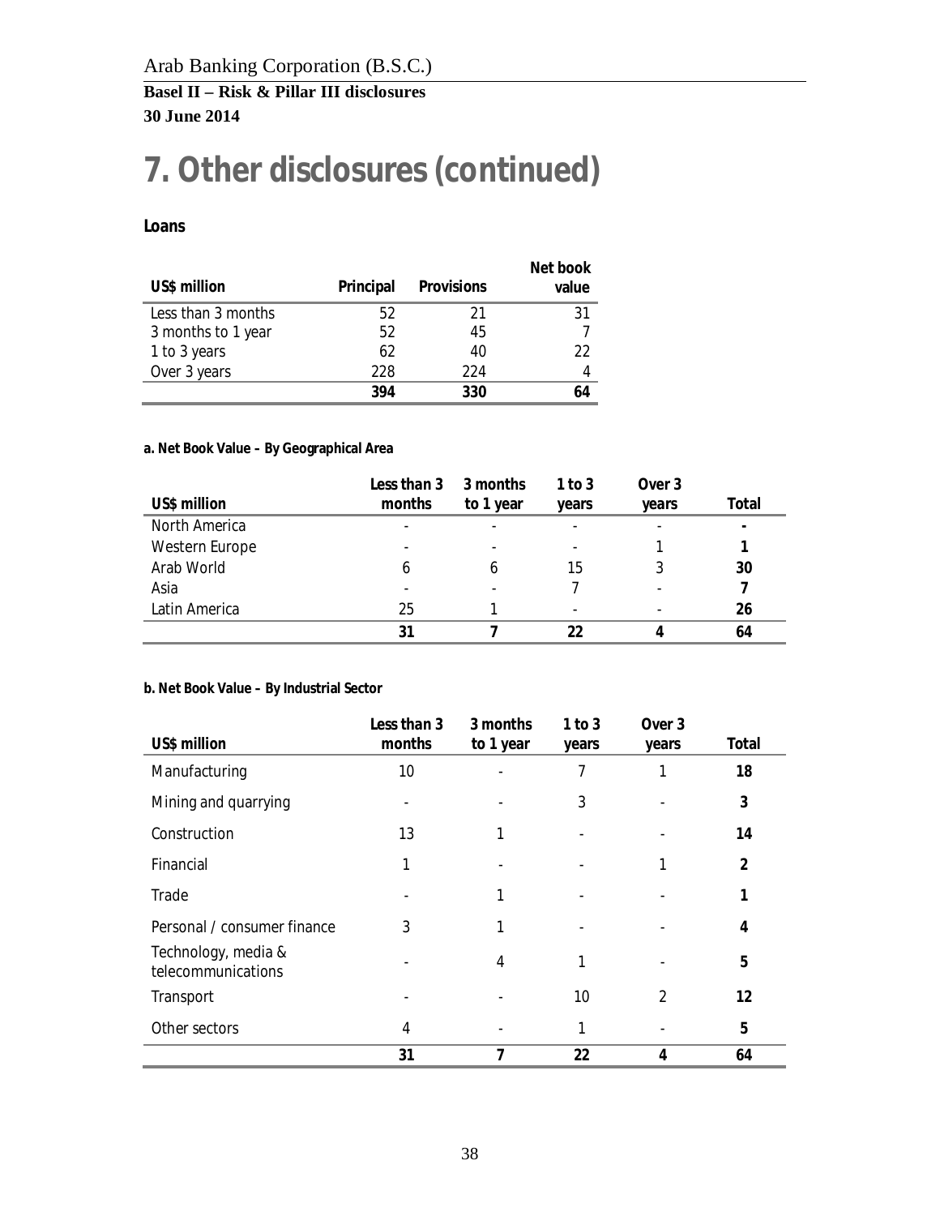# 7. Other disclosures (continued)

**Loans**

| US$ million | Principal | Provisions | Net book value |
|---|---|---|---|
| Less than 3 months | 52 | 21 | 31 |
| 3 months to 1 year | 52 | 45 | 7 |
| 1 to 3 years | 62 | 40 | 22 |
| Over 3 years | 228 | 224 | 4 |
| | **394** | **330** | **64** |

**a. Net Book Value – By Geographical Area**

| US$ million | Less than 3 months | 3 months to 1 year | 1 to 3 years | Over 3 years | Total |
|---|---|---|---|---|---|
| North America | - | - | - | - | **-** |
| Western Europe | - | - | - | 1 | **1** |
| Arab World | 6 | 6 | 15 | 3 | **30** |
| Asia | - | - | 7 | - | **7** |
| Latin America | 25 | 1 | - | - | **26** |
| | **31** | **7** | **22** | **4** | **64** |

**b. Net Book Value – By Industrial Sector**

| US$ million | Less than 3 months | 3 months to 1 year | 1 to 3 years | Over 3 years | Total |
|---|---|---|---|---|---|
| Manufacturing | 10 | - | 7 | 1 | **18** |
| Mining and quarrying | - | - | 3 | - | **3** |
| Construction | 13 | 1 | - | - | **14** |
| Financial | 1 | - | - | 1 | **2** |
| Trade | - | 1 | - | - | **1** |
| Personal / consumer finance | 3 | 1 | - | - | **4** |
| Technology, media & telecommunications | - | 4 | 1 | - | **5** |
| Transport | - | - | 10 | 2 | **12** |
| Other sectors | 4 | - | 1 | - | **5** |
| | **31** | **7** | **22** | **4** | **64** |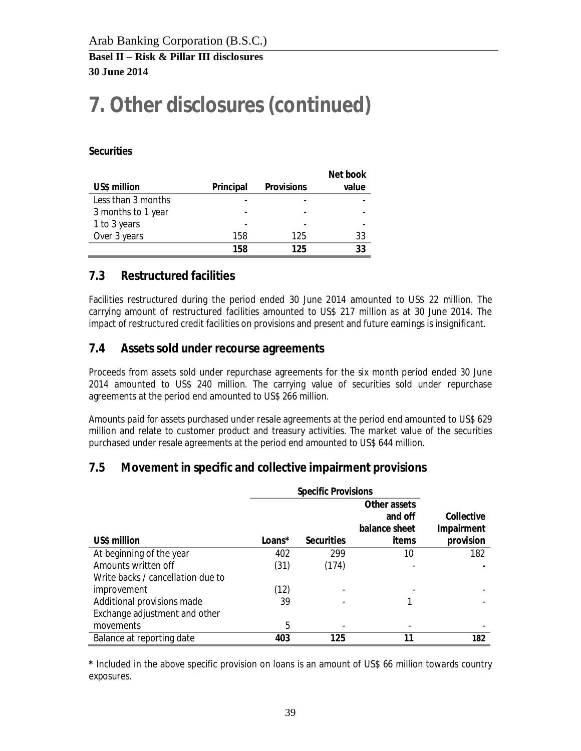# 7. Other disclosures (continued)

**Securities**

| US$ million | Principal | Provisions | Net book value |
|---|---|---|---|
| Less than 3 months | - | - | - |
| 3 months to 1 year | - | - | - |
| 1 to 3 years | - | - | - |
| Over 3 years | 158 | 125 | 33 |
| | **158** | **125** | **33** |

## 7.3 Restructured facilities

Facilities restructured during the period ended 30 June 2014 amounted to US$ 22 million. The carrying amount of restructured facilities amounted to US$ 217 million as at 30 June 2014. The impact of restructured credit facilities on provisions and present and future earnings is insignificant.

## 7.4 Assets sold under recourse agreements

Proceeds from assets sold under repurchase agreements for the six month period ended 30 June 2014 amounted to US$ 240 million. The carrying value of securities sold under repurchase agreements at the period end amounted to US$ 266 million.

Amounts paid for assets purchased under resale agreements at the period end amounted to US$ 629 million and relate to customer product and treasury activities. The market value of the securities purchased under resale agreements at the period end amounted to US$ 644 million.

## 7.5 Movement in specific and collective impairment provisions

| | Specific Provisions | | | |
|---|---|---|---|---|
| US$ million | Loans* | Securities | Other assets and off balance sheet items | Collective Impairment provision |
| At beginning of the year | 402 | 299 | 10 | 182 |
| Amounts written off | (31) | (174) | - | - |
| Write backs / cancellation due to improvement | (12) | - | - | - |
| Additional provisions made | 39 | - | 1 | - |
| Exchange adjustment and other movements | 5 | - | - | - |
| Balance at reporting date | **403** | **125** | **11** | **182** |

**\*** Included in the above specific provision on loans is an amount of US$ 66 million towards country exposures.